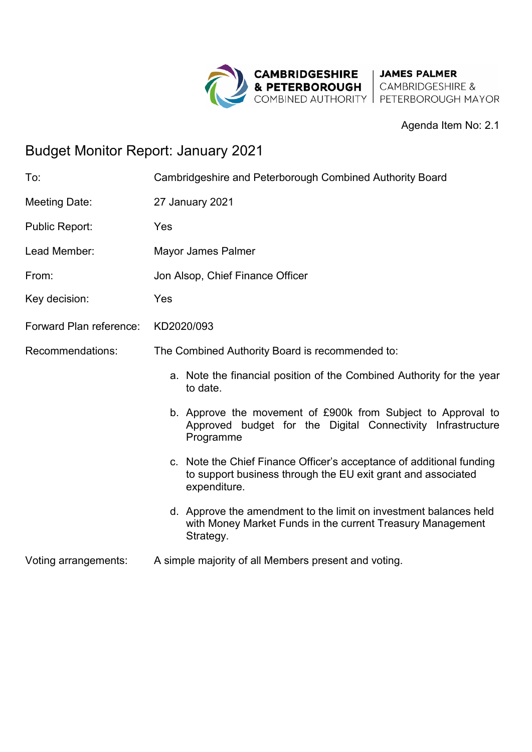CAMBRIDGESHIRE & PETERBOROUGH COMBINED AUTHORITY | JAMES PALMER CAMBRIDGESHIRE & PETERBOROUGH MAYOR

Agenda Item No: 2.1

# Budget Monitor Report: January 2021

| | |
|---|---|
| To: | Cambridgeshire and Peterborough Combined Authority Board |
| Meeting Date: | 27 January 2021 |
| Public Report: | Yes |
| Lead Member: | Mayor James Palmer |
| From: | Jon Alsop, Chief Finance Officer |
| Key decision: | Yes |
| Forward Plan reference: | KD2020/093 |

Recommendations: The Combined Authority Board is recommended to:

a. Note the financial position of the Combined Authority for the year to date.

b. Approve the movement of £900k from Subject to Approval to Approved budget for the Digital Connectivity Infrastructure Programme

c. Note the Chief Finance Officer's acceptance of additional funding to support business through the EU exit grant and associated expenditure.

d. Approve the amendment to the limit on investment balances held with Money Market Funds in the current Treasury Management Strategy.

Voting arrangements: A simple majority of all Members present and voting.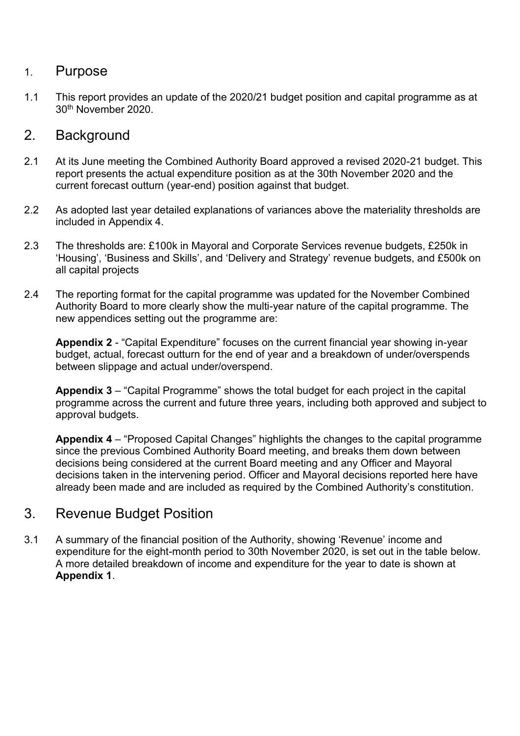## 1. Purpose

1.1 This report provides an update of the 2020/21 budget position and capital programme as at 30th November 2020.

## 2. Background

2.1 At its June meeting the Combined Authority Board approved a revised 2020-21 budget. This report presents the actual expenditure position as at the 30th November 2020 and the current forecast outturn (year-end) position against that budget.

2.2 As adopted last year detailed explanations of variances above the materiality thresholds are included in Appendix 4.

2.3 The thresholds are: £100k in Mayoral and Corporate Services revenue budgets, £250k in 'Housing', 'Business and Skills', and 'Delivery and Strategy' revenue budgets, and £500k on all capital projects

2.4 The reporting format for the capital programme was updated for the November Combined Authority Board to more clearly show the multi-year nature of the capital programme. The new appendices setting out the programme are:

**Appendix 2** - "Capital Expenditure" focuses on the current financial year showing in-year budget, actual, forecast outturn for the end of year and a breakdown of under/overspends between slippage and actual under/overspend.

**Appendix 3** – "Capital Programme" shows the total budget for each project in the capital programme across the current and future three years, including both approved and subject to approval budgets.

**Appendix 4** – "Proposed Capital Changes" highlights the changes to the capital programme since the previous Combined Authority Board meeting, and breaks them down between decisions being considered at the current Board meeting and any Officer and Mayoral decisions taken in the intervening period. Officer and Mayoral decisions reported here have already been made and are included as required by the Combined Authority's constitution.

## 3. Revenue Budget Position

3.1 A summary of the financial position of the Authority, showing 'Revenue' income and expenditure for the eight-month period to 30th November 2020, is set out in the table below. A more detailed breakdown of income and expenditure for the year to date is shown at **Appendix 1**.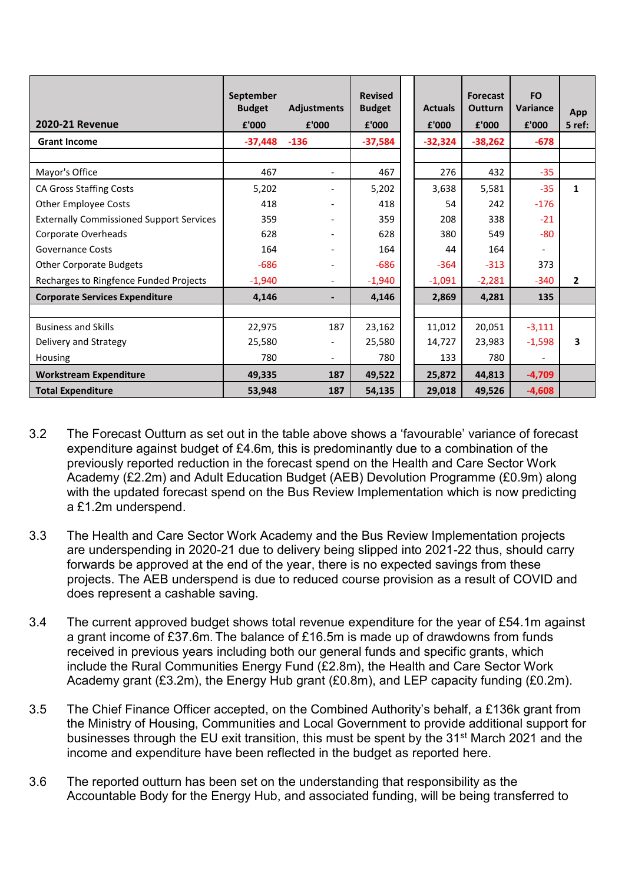| 2020-21 Revenue | September Budget £'000 | Adjustments £'000 | Revised Budget £'000 | Actuals £'000 | Forecast Outturn £'000 | FO Variance £'000 | App 5 ref: |
|---|---|---|---|---|---|---|---|
| **Grant Income** | **-37,448** | **-136** | **-37,584** | **-32,324** | **-38,262** | **-678** | |
| | | | | | | | |
| Mayor's Office | 467 | - | 467 | 276 | 432 | -35 | |
| CA Gross Staffing Costs | 5,202 | - | 5,202 | 3,638 | 5,581 | -35 | **1** |
| Other Employee Costs | 418 | - | 418 | 54 | 242 | -176 | |
| Externally Commissioned Support Services | 359 | - | 359 | 208 | 338 | -21 | |
| Corporate Overheads | 628 | - | 628 | 380 | 549 | -80 | |
| Governance Costs | 164 | - | 164 | 44 | 164 | - | |
| Other Corporate Budgets | -686 | - | -686 | -364 | -313 | 373 | |
| Recharges to Ringfence Funded Projects | -1,940 | - | -1,940 | -1,091 | -2,281 | -340 | **2** |
| **Corporate Services Expenditure** | **4,146** | **-** | **4,146** | **2,869** | **4,281** | **135** | |
| | | | | | | | |
| Business and Skills | 22,975 | 187 | 23,162 | 11,012 | 20,051 | -3,111 | |
| Delivery and Strategy | 25,580 | - | 25,580 | 14,727 | 23,983 | -1,598 | **3** |
| Housing | 780 | - | 780 | 133 | 780 | - | |
| **Workstream Expenditure** | **49,335** | **187** | **49,522** | **25,872** | **44,813** | **-4,709** | |
| **Total Expenditure** | **53,948** | **187** | **54,135** | **29,018** | **49,526** | **-4,608** | |

3.2 The Forecast Outturn as set out in the table above shows a 'favourable' variance of forecast expenditure against budget of £4.6m, this is predominantly due to a combination of the previously reported reduction in the forecast spend on the Health and Care Sector Work Academy (£2.2m) and Adult Education Budget (AEB) Devolution Programme (£0.9m) along with the updated forecast spend on the Bus Review Implementation which is now predicting a £1.2m underspend.

3.3 The Health and Care Sector Work Academy and the Bus Review Implementation projects are underspending in 2020-21 due to delivery being slipped into 2021-22 thus, should carry forwards be approved at the end of the year, there is no expected savings from these projects. The AEB underspend is due to reduced course provision as a result of COVID and does represent a cashable saving.

3.4 The current approved budget shows total revenue expenditure for the year of £54.1m against a grant income of £37.6m. The balance of £16.5m is made up of drawdowns from funds received in previous years including both our general funds and specific grants, which include the Rural Communities Energy Fund (£2.8m), the Health and Care Sector Work Academy grant (£3.2m), the Energy Hub grant (£0.8m), and LEP capacity funding (£0.2m).

3.5 The Chief Finance Officer accepted, on the Combined Authority's behalf, a £136k grant from the Ministry of Housing, Communities and Local Government to provide additional support for businesses through the EU exit transition, this must be spent by the 31st March 2021 and the income and expenditure have been reflected in the budget as reported here.

3.6 The reported outturn has been set on the understanding that responsibility as the Accountable Body for the Energy Hub, and associated funding, will be being transferred to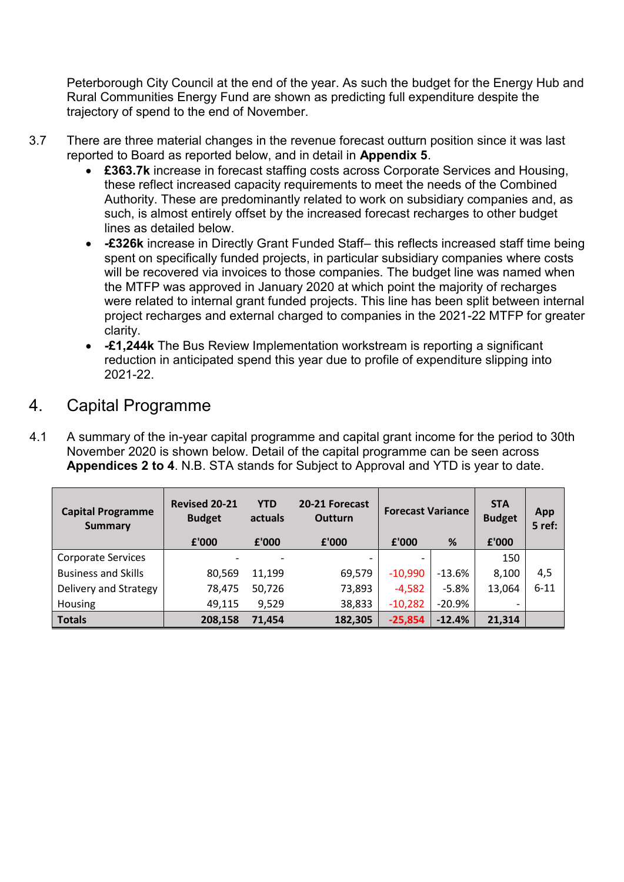Peterborough City Council at the end of the year. As such the budget for the Energy Hub and Rural Communities Energy Fund are shown as predicting full expenditure despite the trajectory of spend to the end of November.

3.7 There are three material changes in the revenue forecast outturn position since it was last reported to Board as reported below, and in detail in **Appendix 5**.

- **£363.7k** increase in forecast staffing costs across Corporate Services and Housing, these reflect increased capacity requirements to meet the needs of the Combined Authority. These are predominantly related to work on subsidiary companies and, as such, is almost entirely offset by the increased forecast recharges to other budget lines as detailed below.
- **-£326k** increase in Directly Grant Funded Staff– this reflects increased staff time being spent on specifically funded projects, in particular subsidiary companies where costs will be recovered via invoices to those companies. The budget line was named when the MTFP was approved in January 2020 at which point the majority of recharges were related to internal grant funded projects. This line has been split between internal project recharges and external charged to companies in the 2021-22 MTFP for greater clarity.
- **-£1,244k** The Bus Review Implementation workstream is reporting a significant reduction in anticipated spend this year due to profile of expenditure slipping into 2021-22.

## 4. Capital Programme

4.1 A summary of the in-year capital programme and capital grant income for the period to 30th November 2020 is shown below. Detail of the capital programme can be seen across **Appendices 2 to 4**. N.B. STA stands for Subject to Approval and YTD is year to date.

| Capital Programme Summary | Revised 20-21 Budget | YTD actuals | 20-21 Forecast Outturn | Forecast Variance | | STA Budget | App 5 ref: |
|---|---|---|---|---|---|---|---|
| | £'000 | £'000 | £'000 | £'000 | % | £'000 | |
| Corporate Services | - | - | - | - | | 150 | |
| Business and Skills | 80,569 | 11,199 | 69,579 | -10,990 | -13.6% | 8,100 | 4,5 |
| Delivery and Strategy | 78,475 | 50,726 | 73,893 | -4,582 | -5.8% | 13,064 | 6-11 |
| Housing | 49,115 | 9,529 | 38,833 | -10,282 | -20.9% | - | |
| **Totals** | **208,158** | **71,454** | **182,305** | **-25,854** | **-12.4%** | **21,314** | |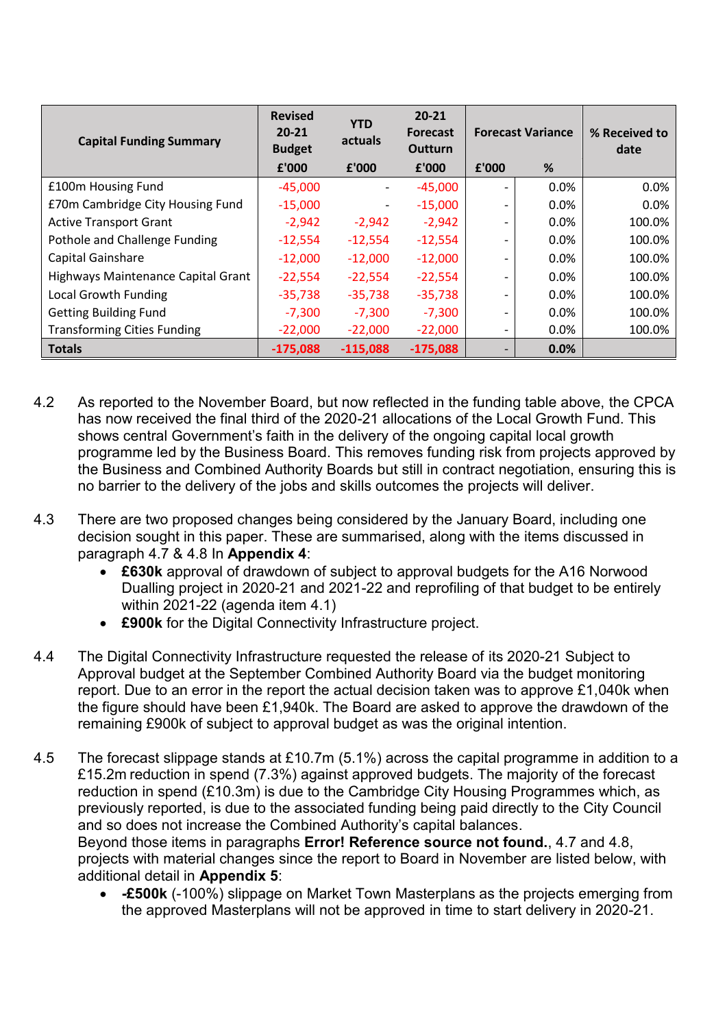| Capital Funding Summary | Revised 20-21 Budget | YTD actuals | 20-21 Forecast Outturn | Forecast Variance | | % Received to date |
|---|---|---|---|---|---|---|
| | £'000 | £'000 | £'000 | £'000 | % | |
| £100m Housing Fund | -45,000 | - | -45,000 | - | 0.0% | 0.0% |
| £70m Cambridge City Housing Fund | -15,000 | - | -15,000 | - | 0.0% | 0.0% |
| Active Transport Grant | -2,942 | -2,942 | -2,942 | - | 0.0% | 100.0% |
| Pothole and Challenge Funding | -12,554 | -12,554 | -12,554 | - | 0.0% | 100.0% |
| Capital Gainshare | -12,000 | -12,000 | -12,000 | - | 0.0% | 100.0% |
| Highways Maintenance Capital Grant | -22,554 | -22,554 | -22,554 | - | 0.0% | 100.0% |
| Local Growth Funding | -35,738 | -35,738 | -35,738 | - | 0.0% | 100.0% |
| Getting Building Fund | -7,300 | -7,300 | -7,300 | - | 0.0% | 100.0% |
| Transforming Cities Funding | -22,000 | -22,000 | -22,000 | - | 0.0% | 100.0% |
| **Totals** | **-175,088** | **-115,088** | **-175,088** | - | **0.0%** | |

4.2 As reported to the November Board, but now reflected in the funding table above, the CPCA has now received the final third of the 2020-21 allocations of the Local Growth Fund. This shows central Government's faith in the delivery of the ongoing capital local growth programme led by the Business Board. This removes funding risk from projects approved by the Business and Combined Authority Boards but still in contract negotiation, ensuring this is no barrier to the delivery of the jobs and skills outcomes the projects will deliver.

4.3 There are two proposed changes being considered by the January Board, including one decision sought in this paper. These are summarised, along with the items discussed in paragraph 4.7 & 4.8 In **Appendix 4**:

- **£630k** approval of drawdown of subject to approval budgets for the A16 Norwood Dualling project in 2020-21 and 2021-22 and reprofiling of that budget to be entirely within 2021-22 (agenda item 4.1)
- **£900k** for the Digital Connectivity Infrastructure project.

4.4 The Digital Connectivity Infrastructure requested the release of its 2020-21 Subject to Approval budget at the September Combined Authority Board via the budget monitoring report. Due to an error in the report the actual decision taken was to approve £1,040k when the figure should have been £1,940k. The Board are asked to approve the drawdown of the remaining £900k of subject to approval budget as was the original intention.

4.5 The forecast slippage stands at £10.7m (5.1%) across the capital programme in addition to a £15.2m reduction in spend (7.3%) against approved budgets. The majority of the forecast reduction in spend (£10.3m) is due to the Cambridge City Housing Programmes which, as previously reported, is due to the associated funding being paid directly to the City Council and so does not increase the Combined Authority's capital balances.
Beyond those items in paragraphs **Error! Reference source not found.**, 4.7 and 4.8, projects with material changes since the report to Board in November are listed below, with additional detail in **Appendix 5**:

- **-£500k** (-100%) slippage on Market Town Masterplans as the projects emerging from the approved Masterplans will not be approved in time to start delivery in 2020-21.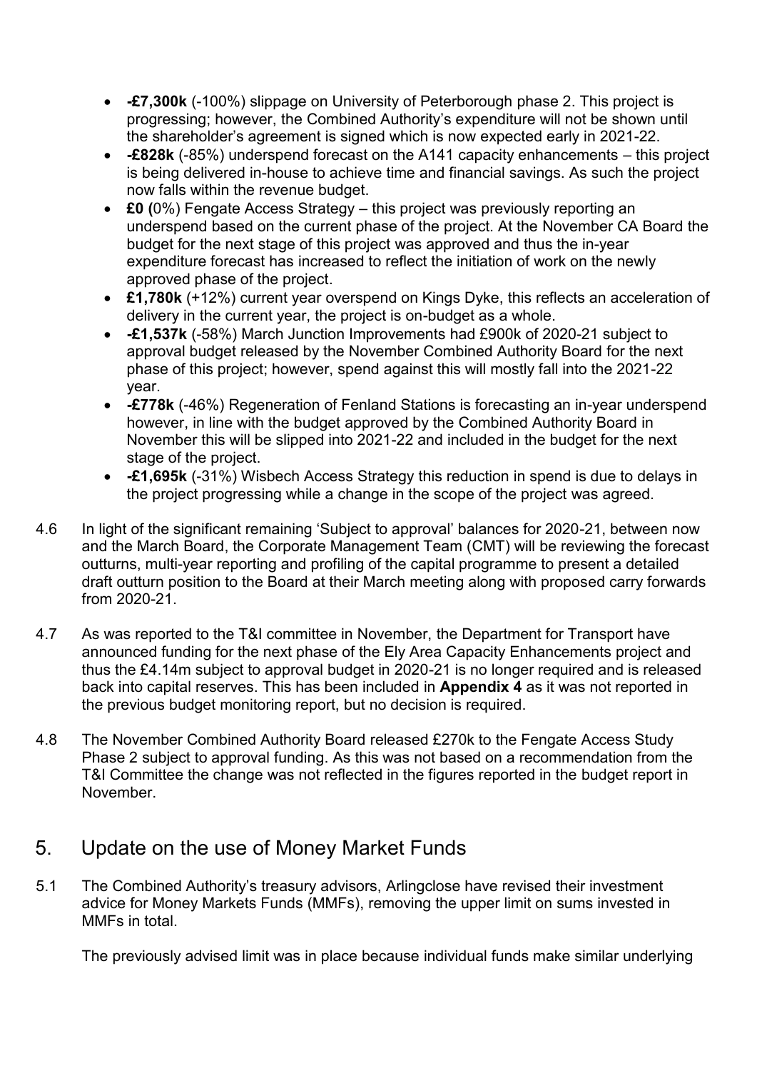- **-£7,300k** (-100%) slippage on University of Peterborough phase 2. This project is progressing; however, the Combined Authority's expenditure will not be shown until the shareholder's agreement is signed which is now expected early in 2021-22.
- **-£828k** (-85%) underspend forecast on the A141 capacity enhancements – this project is being delivered in-house to achieve time and financial savings. As such the project now falls within the revenue budget.
- **£0 (**0%) Fengate Access Strategy – this project was previously reporting an underspend based on the current phase of the project. At the November CA Board the budget for the next stage of this project was approved and thus the in-year expenditure forecast has increased to reflect the initiation of work on the newly approved phase of the project.
- **£1,780k** (+12%) current year overspend on Kings Dyke, this reflects an acceleration of delivery in the current year, the project is on-budget as a whole.
- **-£1,537k** (-58%) March Junction Improvements had £900k of 2020-21 subject to approval budget released by the November Combined Authority Board for the next phase of this project; however, spend against this will mostly fall into the 2021-22 year.
- **-£778k** (-46%) Regeneration of Fenland Stations is forecasting an in-year underspend however, in line with the budget approved by the Combined Authority Board in November this will be slipped into 2021-22 and included in the budget for the next stage of the project.
- **-£1,695k** (-31%) Wisbech Access Strategy this reduction in spend is due to delays in the project progressing while a change in the scope of the project was agreed.

4.6 In light of the significant remaining 'Subject to approval' balances for 2020-21, between now and the March Board, the Corporate Management Team (CMT) will be reviewing the forecast outturns, multi-year reporting and profiling of the capital programme to present a detailed draft outturn position to the Board at their March meeting along with proposed carry forwards from 2020-21.

4.7 As was reported to the T&I committee in November, the Department for Transport have announced funding for the next phase of the Ely Area Capacity Enhancements project and thus the £4.14m subject to approval budget in 2020-21 is no longer required and is released back into capital reserves. This has been included in **Appendix 4** as it was not reported in the previous budget monitoring report, but no decision is required.

4.8 The November Combined Authority Board released £270k to the Fengate Access Study Phase 2 subject to approval funding. As this was not based on a recommendation from the T&I Committee the change was not reflected in the figures reported in the budget report in November.

## 5. Update on the use of Money Market Funds

5.1 The Combined Authority's treasury advisors, Arlingclose have revised their investment advice for Money Markets Funds (MMFs), removing the upper limit on sums invested in MMFs in total.

The previously advised limit was in place because individual funds make similar underlying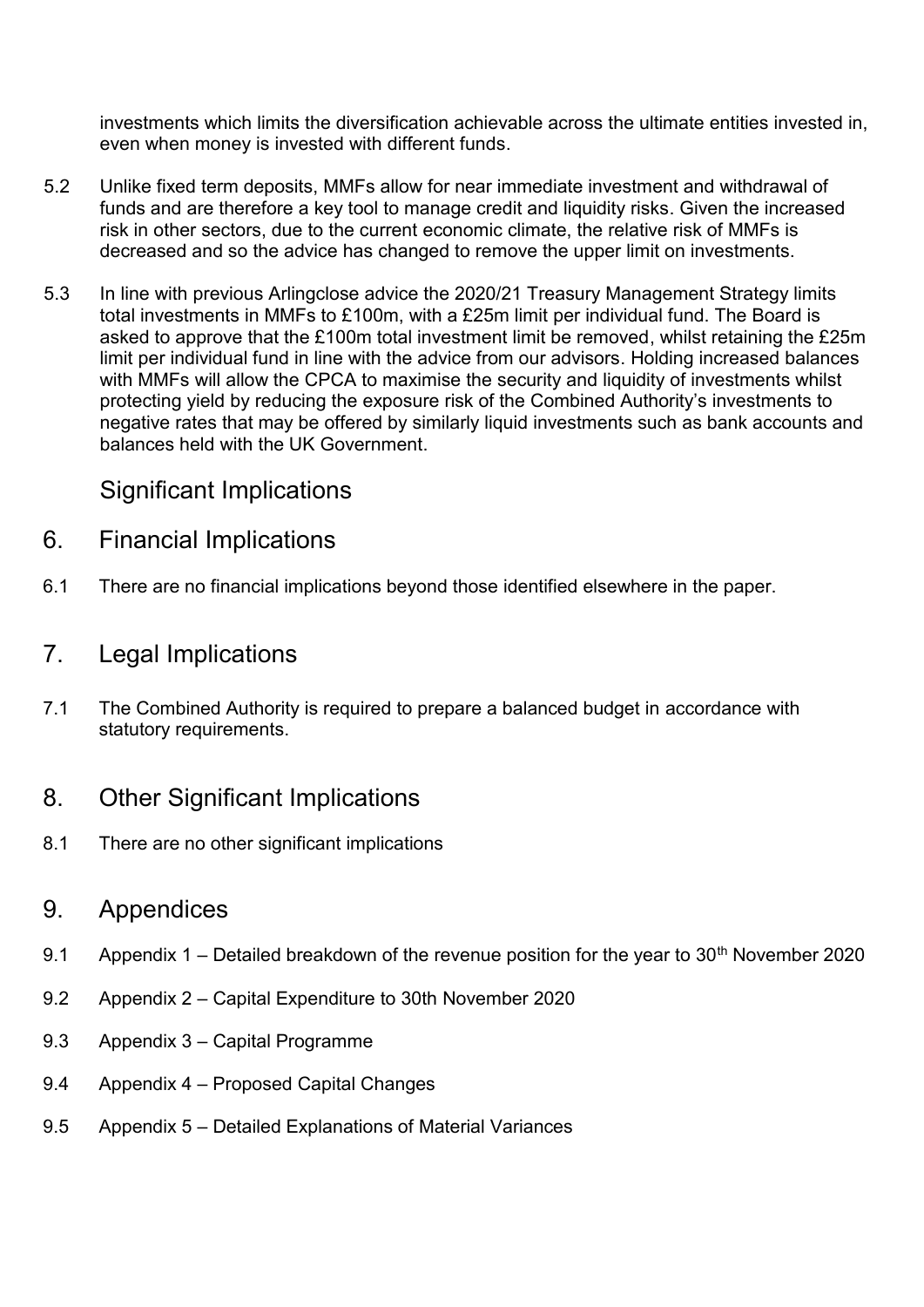investments which limits the diversification achievable across the ultimate entities invested in, even when money is invested with different funds.

5.2 Unlike fixed term deposits, MMFs allow for near immediate investment and withdrawal of funds and are therefore a key tool to manage credit and liquidity risks. Given the increased risk in other sectors, due to the current economic climate, the relative risk of MMFs is decreased and so the advice has changed to remove the upper limit on investments.

5.3 In line with previous Arlingclose advice the 2020/21 Treasury Management Strategy limits total investments in MMFs to £100m, with a £25m limit per individual fund. The Board is asked to approve that the £100m total investment limit be removed, whilst retaining the £25m limit per individual fund in line with the advice from our advisors. Holding increased balances with MMFs will allow the CPCA to maximise the security and liquidity of investments whilst protecting yield by reducing the exposure risk of the Combined Authority's investments to negative rates that may be offered by similarly liquid investments such as bank accounts and balances held with the UK Government.

## Significant Implications

## 6. Financial Implications

6.1 There are no financial implications beyond those identified elsewhere in the paper.

## 7. Legal Implications

7.1 The Combined Authority is required to prepare a balanced budget in accordance with statutory requirements.

## 8. Other Significant Implications

8.1 There are no other significant implications

## 9. Appendices

9.1 Appendix 1 – Detailed breakdown of the revenue position for the year to 30th November 2020

9.2 Appendix 2 – Capital Expenditure to 30th November 2020

9.3 Appendix 3 – Capital Programme

9.4 Appendix 4 – Proposed Capital Changes

9.5 Appendix 5 – Detailed Explanations of Material Variances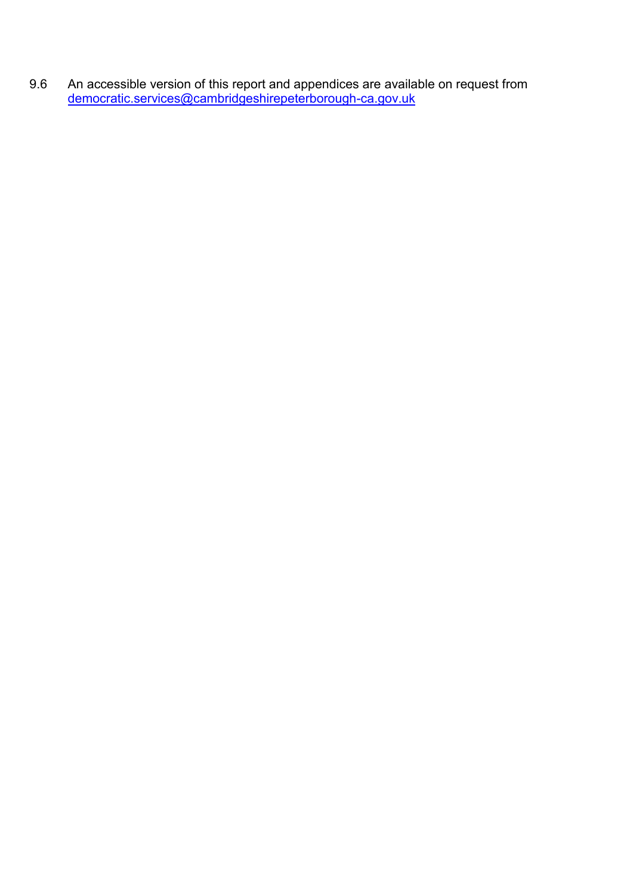9.6 An accessible version of this report and appendices are available on request from [democratic.services@cambridgeshirepeterborough-ca.gov.uk](mailto:democratic.services@cambridgeshirepeterborough-ca.gov.uk)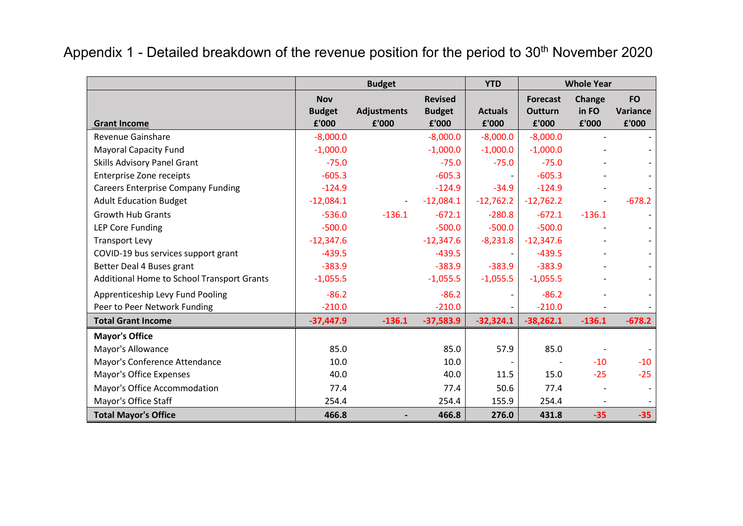# Appendix 1 - Detailed breakdown of the revenue position for the period to 30th November 2020

| | Budget | | | YTD | Whole Year | | |
|---|---|---|---|---|---|---|---|
| **Grant Income** | **Nov Budget £'000** | **Adjustments £'000** | **Revised Budget £'000** | **Actuals £'000** | **Forecast Outturn £'000** | **Change in FO £'000** | **FO Variance £'000** |
| Revenue Gainshare | -8,000.0 | | -8,000.0 | -8,000.0 | -8,000.0 | - | - |
| Mayoral Capacity Fund | -1,000.0 | | -1,000.0 | -1,000.0 | -1,000.0 | - | - |
| Skills Advisory Panel Grant | -75.0 | | -75.0 | -75.0 | -75.0 | - | - |
| Enterprise Zone receipts | -605.3 | | -605.3 | - | -605.3 | - | - |
| Careers Enterprise Company Funding | -124.9 | | -124.9 | -34.9 | -124.9 | - | - |
| Adult Education Budget | -12,084.1 | - | -12,084.1 | -12,762.2 | -12,762.2 | - | -678.2 |
| Growth Hub Grants | -536.0 | -136.1 | -672.1 | -280.8 | -672.1 | -136.1 | - |
| LEP Core Funding | -500.0 | | -500.0 | -500.0 | -500.0 | - | - |
| Transport Levy | -12,347.6 | | -12,347.6 | -8,231.8 | -12,347.6 | - | - |
| COVID-19 bus services support grant | -439.5 | | -439.5 | - | -439.5 | - | - |
| Better Deal 4 Buses grant | -383.9 | | -383.9 | -383.9 | -383.9 | - | - |
| Additional Home to School Transport Grants | -1,055.5 | | -1,055.5 | -1,055.5 | -1,055.5 | - | - |
| Apprenticeship Levy Fund Pooling | -86.2 | | -86.2 | - | -86.2 | - | - |
| Peer to Peer Network Funding | -210.0 | | -210.0 | - | -210.0 | - | - |
| **Total Grant Income** | **-37,447.9** | **-136.1** | **-37,583.9** | **-32,324.1** | **-38,262.1** | **-136.1** | **-678.2** |
| **Mayor's Office** | | | | | | | |
| Mayor's Allowance | 85.0 | | 85.0 | 57.9 | 85.0 | - | - |
| Mayor's Conference Attendance | 10.0 | | 10.0 | - | - | -10 | -10 |
| Mayor's Office Expenses | 40.0 | | 40.0 | 11.5 | 15.0 | -25 | -25 |
| Mayor's Office Accommodation | 77.4 | | 77.4 | 50.6 | 77.4 | - | - |
| Mayor's Office Staff | 254.4 | | 254.4 | 155.9 | 254.4 | - | - |
| **Total Mayor's Office** | **466.8** | **-** | **466.8** | **276.0** | **431.8** | **-35** | **-35** |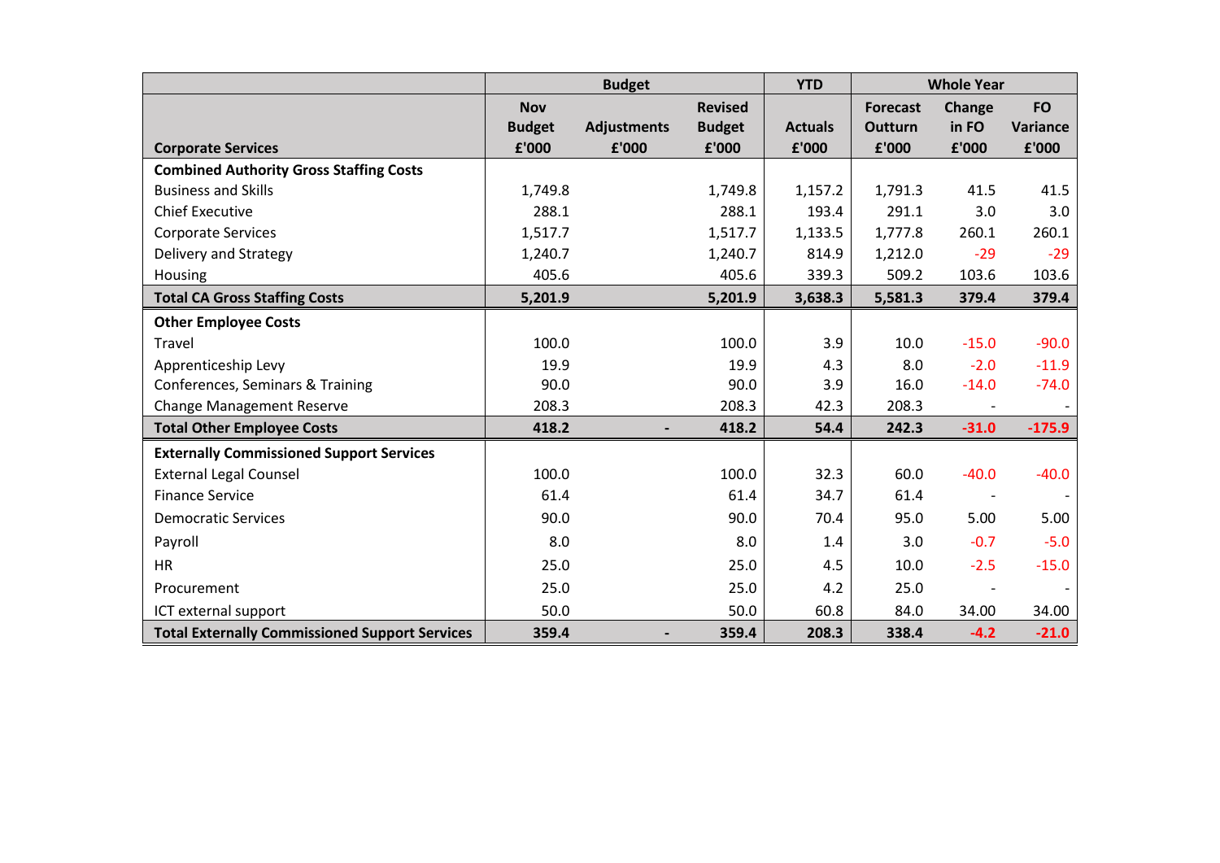| Corporate Services | Budget | | | YTD | Whole Year | | |
|---|---|---|---|---|---|---|---|
| | Nov Budget £'000 | Adjustments £'000 | Revised Budget £'000 | Actuals £'000 | Forecast Outturn £'000 | Change in FO £'000 | FO Variance £'000 |
| **Combined Authority Gross Staffing Costs** | | | | | | | |
| Business and Skills | 1,749.8 | | 1,749.8 | 1,157.2 | 1,791.3 | 41.5 | 41.5 |
| Chief Executive | 288.1 | | 288.1 | 193.4 | 291.1 | 3.0 | 3.0 |
| Corporate Services | 1,517.7 | | 1,517.7 | 1,133.5 | 1,777.8 | 260.1 | 260.1 |
| Delivery and Strategy | 1,240.7 | | 1,240.7 | 814.9 | 1,212.0 | -29 | -29 |
| Housing | 405.6 | | 405.6 | 339.3 | 509.2 | 103.6 | 103.6 |
| **Total CA Gross Staffing Costs** | **5,201.9** | | **5,201.9** | **3,638.3** | **5,581.3** | **379.4** | **379.4** |
| **Other Employee Costs** | | | | | | | |
| Travel | 100.0 | | 100.0 | 3.9 | 10.0 | -15.0 | -90.0 |
| Apprenticeship Levy | 19.9 | | 19.9 | 4.3 | 8.0 | -2.0 | -11.9 |
| Conferences, Seminars & Training | 90.0 | | 90.0 | 3.9 | 16.0 | -14.0 | -74.0 |
| Change Management Reserve | 208.3 | | 208.3 | 42.3 | 208.3 | - | - |
| **Total Other Employee Costs** | **418.2** | **-** | **418.2** | **54.4** | **242.3** | **-31.0** | **-175.9** |
| **Externally Commissioned Support Services** | | | | | | | |
| External Legal Counsel | 100.0 | | 100.0 | 32.3 | 60.0 | -40.0 | -40.0 |
| Finance Service | 61.4 | | 61.4 | 34.7 | 61.4 | - | - |
| Democratic Services | 90.0 | | 90.0 | 70.4 | 95.0 | 5.00 | 5.00 |
| Payroll | 8.0 | | 8.0 | 1.4 | 3.0 | -0.7 | -5.0 |
| HR | 25.0 | | 25.0 | 4.5 | 10.0 | -2.5 | -15.0 |
| Procurement | 25.0 | | 25.0 | 4.2 | 25.0 | - | - |
| ICT external support | 50.0 | | 50.0 | 60.8 | 84.0 | 34.00 | 34.00 |
| **Total Externally Commissioned Support Services** | **359.4** | **-** | **359.4** | **208.3** | **338.4** | **-4.2** | **-21.0** |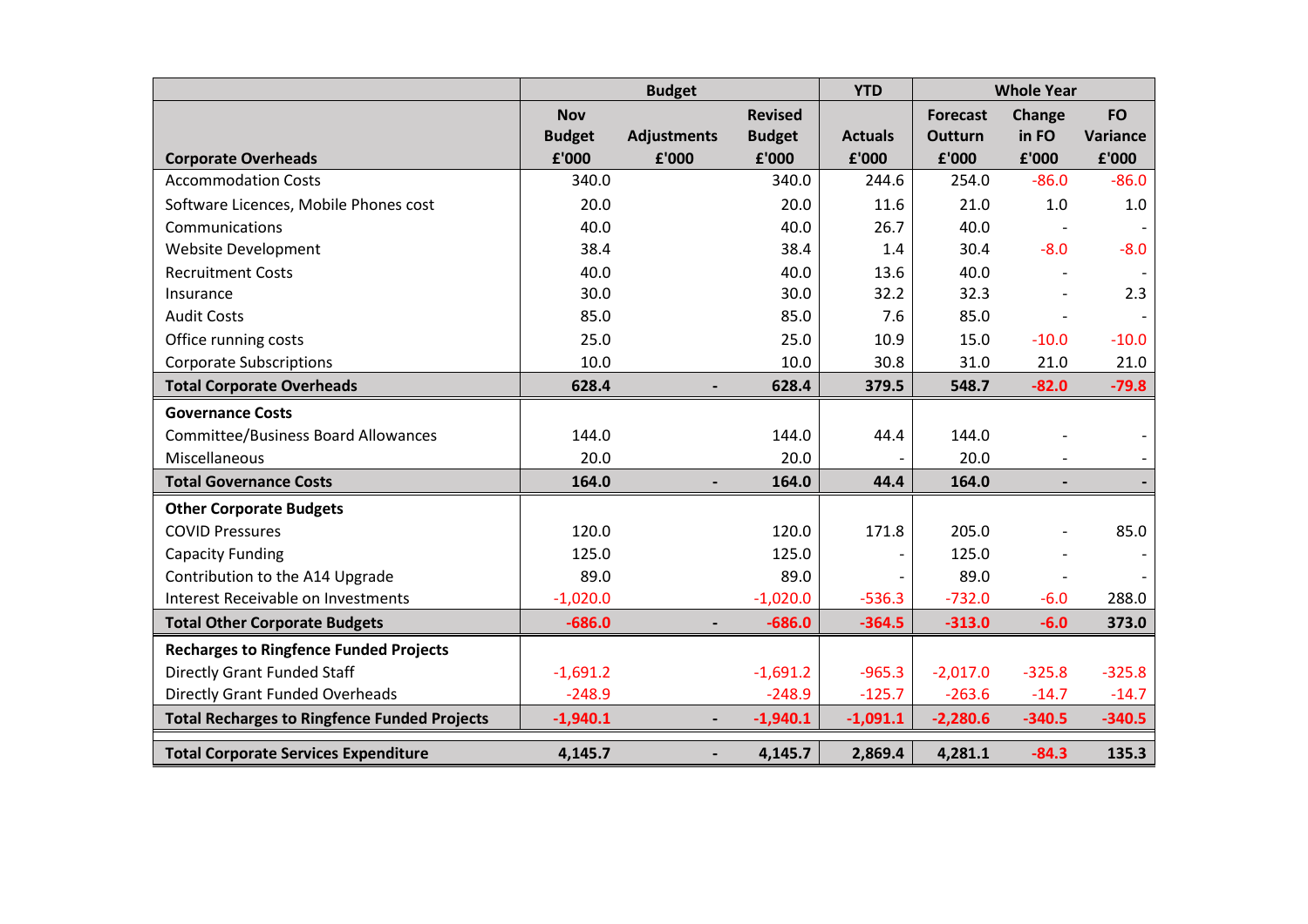| | Budget | | | YTD | Whole Year | | |
|---|---|---|---|---|---|---|---|
| **Corporate Overheads** | **Nov Budget £'000** | **Adjustments £'000** | **Revised Budget £'000** | **Actuals £'000** | **Forecast Outturn £'000** | **Change in FO £'000** | **FO Variance £'000** |
| Accommodation Costs | 340.0 | | 340.0 | 244.6 | 254.0 | -86.0 | -86.0 |
| Software Licences, Mobile Phones cost | 20.0 | | 20.0 | 11.6 | 21.0 | 1.0 | 1.0 |
| Communications | 40.0 | | 40.0 | 26.7 | 40.0 | - | - |
| Website Development | 38.4 | | 38.4 | 1.4 | 30.4 | -8.0 | -8.0 |
| Recruitment Costs | 40.0 | | 40.0 | 13.6 | 40.0 | - | - |
| Insurance | 30.0 | | 30.0 | 32.2 | 32.3 | - | 2.3 |
| Audit Costs | 85.0 | | 85.0 | 7.6 | 85.0 | - | - |
| Office running costs | 25.0 | | 25.0 | 10.9 | 15.0 | -10.0 | -10.0 |
| Corporate Subscriptions | 10.0 | | 10.0 | 30.8 | 31.0 | 21.0 | 21.0 |
| **Total Corporate Overheads** | **628.4** | **-** | **628.4** | **379.5** | **548.7** | **-82.0** | **-79.8** |
| **Governance Costs** | | | | | | | |
| Committee/Business Board Allowances | 144.0 | | 144.0 | 44.4 | 144.0 | - | - |
| Miscellaneous | 20.0 | | 20.0 | - | 20.0 | - | - |
| **Total Governance Costs** | **164.0** | **-** | **164.0** | **44.4** | **164.0** | **-** | **-** |
| **Other Corporate Budgets** | | | | | | | |
| COVID Pressures | 120.0 | | 120.0 | 171.8 | 205.0 | - | 85.0 |
| Capacity Funding | 125.0 | | 125.0 | - | 125.0 | - | - |
| Contribution to the A14 Upgrade | 89.0 | | 89.0 | - | 89.0 | - | - |
| Interest Receivable on Investments | -1,020.0 | | -1,020.0 | -536.3 | -732.0 | -6.0 | 288.0 |
| **Total Other Corporate Budgets** | **-686.0** | **-** | **-686.0** | **-364.5** | **-313.0** | **-6.0** | **373.0** |
| **Recharges to Ringfence Funded Projects** | | | | | | | |
| Directly Grant Funded Staff | -1,691.2 | | -1,691.2 | -965.3 | -2,017.0 | -325.8 | -325.8 |
| Directly Grant Funded Overheads | -248.9 | | -248.9 | -125.7 | -263.6 | -14.7 | -14.7 |
| **Total Recharges to Ringfence Funded Projects** | **-1,940.1** | **-** | **-1,940.1** | **-1,091.1** | **-2,280.6** | **-340.5** | **-340.5** |
| **Total Corporate Services Expenditure** | **4,145.7** | **-** | **4,145.7** | **2,869.4** | **4,281.1** | **-84.3** | **135.3** |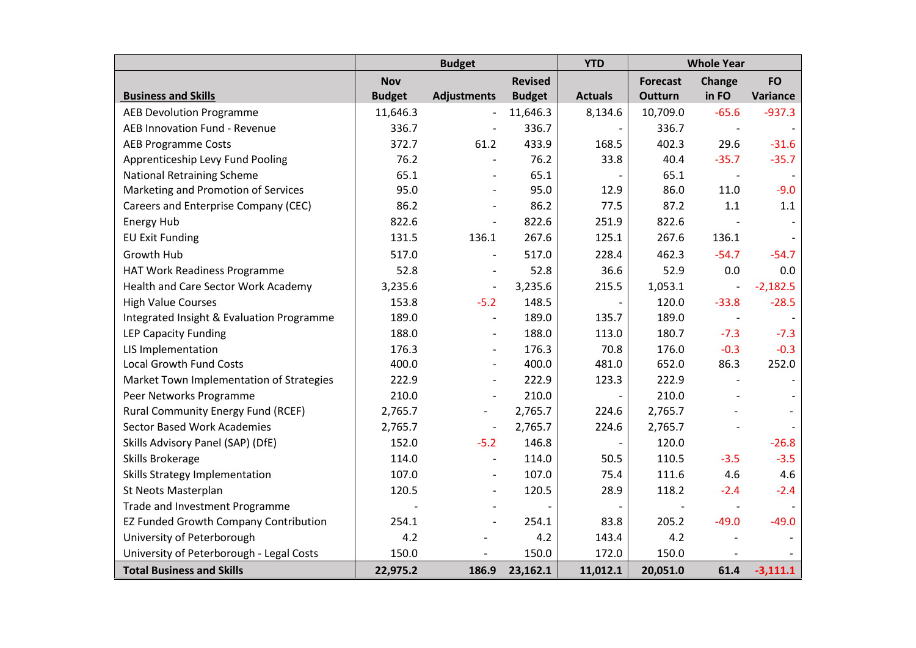| Business and Skills | Budget | | | YTD | Whole Year | | |
|---|---|---|---|---|---|---|---|
| | Nov Budget | Adjustments | Revised Budget | Actuals | Forecast Outturn | Change in FO | FO Variance |
| AEB Devolution Programme | 11,646.3 | - | 11,646.3 | 8,134.6 | 10,709.0 | -65.6 | -937.3 |
| AEB Innovation Fund - Revenue | 336.7 | - | 336.7 | - | 336.7 | - | - |
| AEB Programme Costs | 372.7 | 61.2 | 433.9 | 168.5 | 402.3 | 29.6 | -31.6 |
| Apprenticeship Levy Fund Pooling | 76.2 | - | 76.2 | 33.8 | 40.4 | -35.7 | -35.7 |
| National Retraining Scheme | 65.1 | - | 65.1 | - | 65.1 | - | - |
| Marketing and Promotion of Services | 95.0 | - | 95.0 | 12.9 | 86.0 | 11.0 | -9.0 |
| Careers and Enterprise Company (CEC) | 86.2 | - | 86.2 | 77.5 | 87.2 | 1.1 | 1.1 |
| Energy Hub | 822.6 | - | 822.6 | 251.9 | 822.6 | - | - |
| EU Exit Funding | 131.5 | 136.1 | 267.6 | 125.1 | 267.6 | 136.1 | - |
| Growth Hub | 517.0 | - | 517.0 | 228.4 | 462.3 | -54.7 | -54.7 |
| HAT Work Readiness Programme | 52.8 | - | 52.8 | 36.6 | 52.9 | 0.0 | 0.0 |
| Health and Care Sector Work Academy | 3,235.6 | - | 3,235.6 | 215.5 | 1,053.1 | - | -2,182.5 |
| High Value Courses | 153.8 | -5.2 | 148.5 | - | 120.0 | -33.8 | -28.5 |
| Integrated Insight & Evaluation Programme | 189.0 | - | 189.0 | 135.7 | 189.0 | - | - |
| LEP Capacity Funding | 188.0 | - | 188.0 | 113.0 | 180.7 | -7.3 | -7.3 |
| LIS Implementation | 176.3 | - | 176.3 | 70.8 | 176.0 | -0.3 | -0.3 |
| Local Growth Fund Costs | 400.0 | - | 400.0 | 481.0 | 652.0 | 86.3 | 252.0 |
| Market Town Implementation of Strategies | 222.9 | - | 222.9 | 123.3 | 222.9 | - | - |
| Peer Networks Programme | 210.0 | - | 210.0 | - | 210.0 | - | - |
| Rural Community Energy Fund (RCEF) | 2,765.7 | - | 2,765.7 | 224.6 | 2,765.7 | - | - |
| Sector Based Work Academies | 2,765.7 | - | 2,765.7 | 224.6 | 2,765.7 | - | - |
| Skills Advisory Panel (SAP) (DfE) | 152.0 | -5.2 | 146.8 | - | 120.0 | | -26.8 |
| Skills Brokerage | 114.0 | - | 114.0 | 50.5 | 110.5 | -3.5 | -3.5 |
| Skills Strategy Implementation | 107.0 | - | 107.0 | 75.4 | 111.6 | 4.6 | 4.6 |
| St Neots Masterplan | 120.5 | - | 120.5 | 28.9 | 118.2 | -2.4 | -2.4 |
| Trade and Investment Programme | - | - | - | - | - | - | - |
| EZ Funded Growth Company Contribution | 254.1 | - | 254.1 | 83.8 | 205.2 | -49.0 | -49.0 |
| University of Peterborough | 4.2 | - | 4.2 | 143.4 | 4.2 | - | - |
| University of Peterborough - Legal Costs | 150.0 | - | 150.0 | 172.0 | 150.0 | - | - |
| **Total Business and Skills** | **22,975.2** | **186.9** | **23,162.1** | **11,012.1** | **20,051.0** | **61.4** | **-3,111.1** |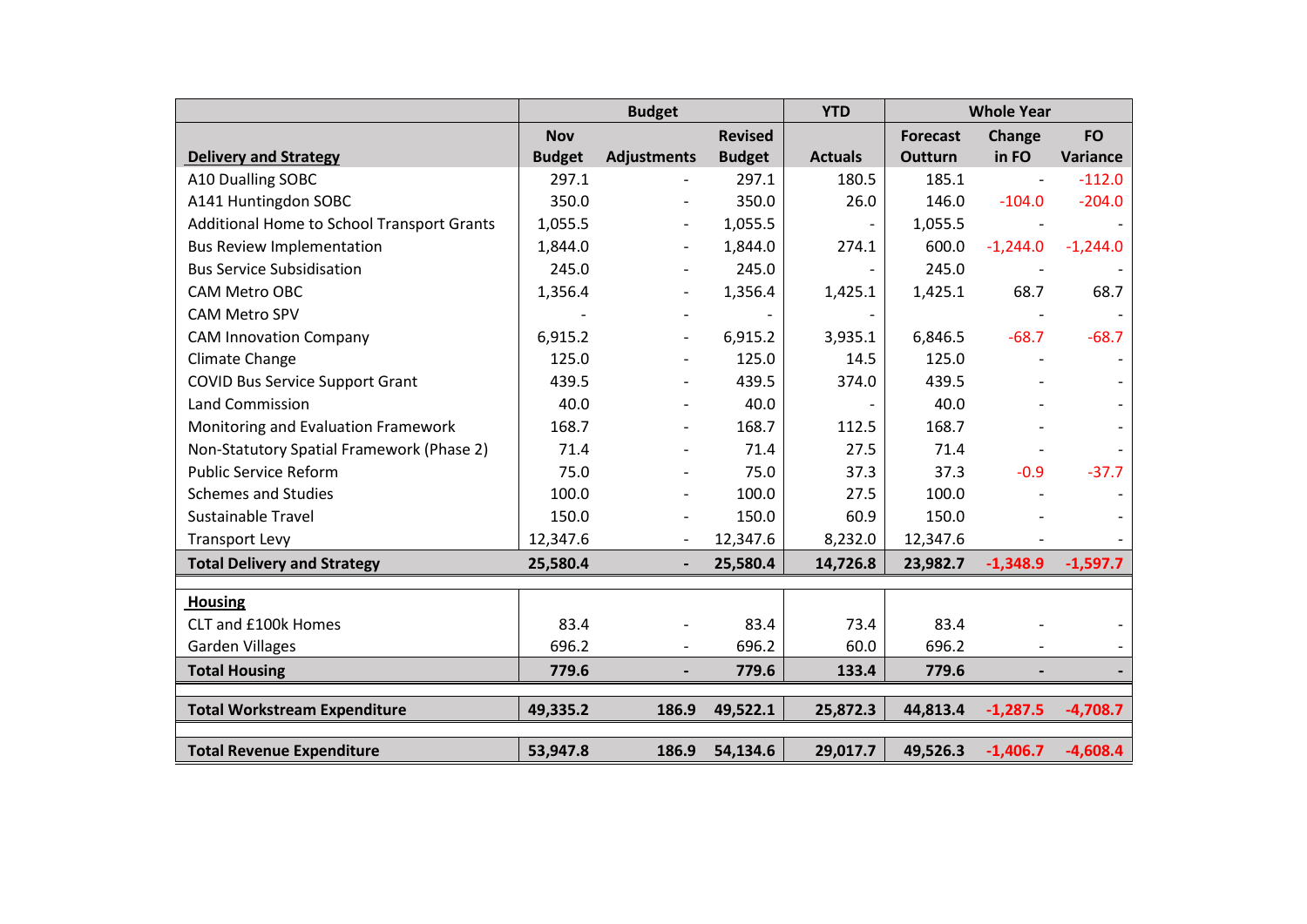| | Budget | | | YTD | Whole Year | | |
|---|---|---|---|---|---|---|---|
| **Delivery and Strategy** | **Nov Budget** | **Adjustments** | **Revised Budget** | **Actuals** | **Forecast Outturn** | **Change in FO** | **FO Variance** |
| A10 Dualling SOBC | 297.1 | - | 297.1 | 180.5 | 185.1 | - | -112.0 |
| A141 Huntingdon SOBC | 350.0 | - | 350.0 | 26.0 | 146.0 | -104.0 | -204.0 |
| Additional Home to School Transport Grants | 1,055.5 | - | 1,055.5 | - | 1,055.5 | - | - |
| Bus Review Implementation | 1,844.0 | - | 1,844.0 | 274.1 | 600.0 | -1,244.0 | -1,244.0 |
| Bus Service Subsidisation | 245.0 | - | 245.0 | - | 245.0 | - | - |
| CAM Metro OBC | 1,356.4 | - | 1,356.4 | 1,425.1 | 1,425.1 | 68.7 | 68.7 |
| CAM Metro SPV | - | - | - | - | - | - | - |
| CAM Innovation Company | 6,915.2 | - | 6,915.2 | 3,935.1 | 6,846.5 | -68.7 | -68.7 |
| Climate Change | 125.0 | - | 125.0 | 14.5 | 125.0 | - | - |
| COVID Bus Service Support Grant | 439.5 | - | 439.5 | 374.0 | 439.5 | - | - |
| Land Commission | 40.0 | - | 40.0 | - | 40.0 | - | - |
| Monitoring and Evaluation Framework | 168.7 | - | 168.7 | 112.5 | 168.7 | - | - |
| Non-Statutory Spatial Framework (Phase 2) | 71.4 | - | 71.4 | 27.5 | 71.4 | - | - |
| Public Service Reform | 75.0 | - | 75.0 | 37.3 | 37.3 | -0.9 | -37.7 |
| Schemes and Studies | 100.0 | - | 100.0 | 27.5 | 100.0 | - | - |
| Sustainable Travel | 150.0 | - | 150.0 | 60.9 | 150.0 | - | - |
| Transport Levy | 12,347.6 | - | 12,347.6 | 8,232.0 | 12,347.6 | - | - |
| **Total Delivery and Strategy** | **25,580.4** | **-** | **25,580.4** | **14,726.8** | **23,982.7** | **-1,348.9** | **-1,597.7** |
| | | | | | | | |
| **Housing** | | | | | | | |
| CLT and £100k Homes | 83.4 | - | 83.4 | 73.4 | 83.4 | - | - |
| Garden Villages | 696.2 | - | 696.2 | 60.0 | 696.2 | - | - |
| **Total Housing** | **779.6** | **-** | **779.6** | **133.4** | **779.6** | **-** | **-** |
| | | | | | | | |
| **Total Workstream Expenditure** | **49,335.2** | **186.9** | **49,522.1** | **25,872.3** | **44,813.4** | **-1,287.5** | **-4,708.7** |
| | | | | | | | |
| **Total Revenue Expenditure** | **53,947.8** | **186.9** | **54,134.6** | **29,017.7** | **49,526.3** | **-1,406.7** | **-4,608.4** |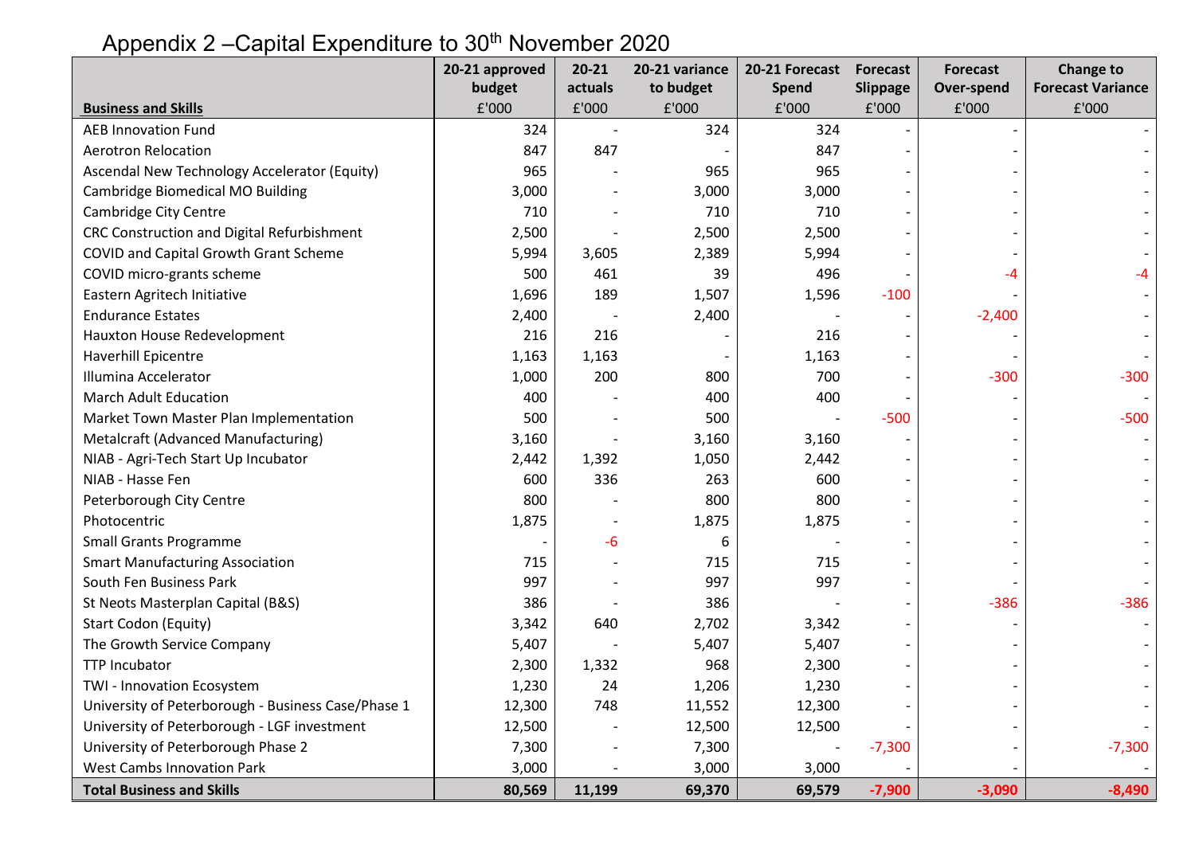# Appendix 2 –Capital Expenditure to 30th November 2020

| Business and Skills | 20-21 approved budget £'000 | 20-21 actuals £'000 | 20-21 variance to budget £'000 | 20-21 Forecast Spend £'000 | Forecast Slippage £'000 | Forecast Over-spend £'000 | Change to Forecast Variance £'000 |
|---|---|---|---|---|---|---|---|
| AEB Innovation Fund | 324 | - | 324 | 324 | - | - | - |
| Aerotron Relocation | 847 | 847 | - | 847 | - | - | - |
| Ascendal New Technology Accelerator (Equity) | 965 | - | 965 | 965 | - | - | - |
| Cambridge Biomedical MO Building | 3,000 | - | 3,000 | 3,000 | - | - | - |
| Cambridge City Centre | 710 | - | 710 | 710 | - | - | - |
| CRC Construction and Digital Refurbishment | 2,500 | - | 2,500 | 2,500 | - | - | - |
| COVID and Capital Growth Grant Scheme | 5,994 | 3,605 | 2,389 | 5,994 | - | - | - |
| COVID micro-grants scheme | 500 | 461 | 39 | 496 | - | -4 | -4 |
| Eastern Agritech Initiative | 1,696 | 189 | 1,507 | 1,596 | -100 | - | - |
| Endurance Estates | 2,400 | - | 2,400 | - | - | -2,400 | - |
| Hauxton House Redevelopment | 216 | 216 | - | 216 | - | - | - |
| Haverhill Epicentre | 1,163 | 1,163 | - | 1,163 | - | - | - |
| Illumina Accelerator | 1,000 | 200 | 800 | 700 | - | -300 | -300 |
| March Adult Education | 400 | - | 400 | 400 | - | - | - |
| Market Town Master Plan Implementation | 500 | - | 500 | - | -500 | - | -500 |
| Metalcraft (Advanced Manufacturing) | 3,160 | - | 3,160 | 3,160 | - | - | - |
| NIAB - Agri-Tech Start Up Incubator | 2,442 | 1,392 | 1,050 | 2,442 | - | - | - |
| NIAB - Hasse Fen | 600 | 336 | 263 | 600 | - | - | - |
| Peterborough City Centre | 800 | - | 800 | 800 | - | - | - |
| Photocentric | 1,875 | - | 1,875 | 1,875 | - | - | - |
| Small Grants Programme | - | -6 | 6 | - | - | - | - |
| Smart Manufacturing Association | 715 | - | 715 | 715 | - | - | - |
| South Fen Business Park | 997 | - | 997 | 997 | - | - | - |
| St Neots Masterplan Capital (B&S) | 386 | - | 386 | - | - | -386 | -386 |
| Start Codon (Equity) | 3,342 | 640 | 2,702 | 3,342 | - | - | - |
| The Growth Service Company | 5,407 | - | 5,407 | 5,407 | - | - | - |
| TTP Incubator | 2,300 | 1,332 | 968 | 2,300 | - | - | - |
| TWI - Innovation Ecosystem | 1,230 | 24 | 1,206 | 1,230 | - | - | - |
| University of Peterborough - Business Case/Phase 1 | 12,300 | 748 | 11,552 | 12,300 | - | - | - |
| University of Peterborough - LGF investment | 12,500 | - | 12,500 | 12,500 | - | - | - |
| University of Peterborough Phase 2 | 7,300 | - | 7,300 | - | -7,300 | - | -7,300 |
| West Cambs Innovation Park | 3,000 | - | 3,000 | 3,000 | - | - | - |
| **Total Business and Skills** | **80,569** | **11,199** | **69,370** | **69,579** | **-7,900** | **-3,090** | **-8,490** |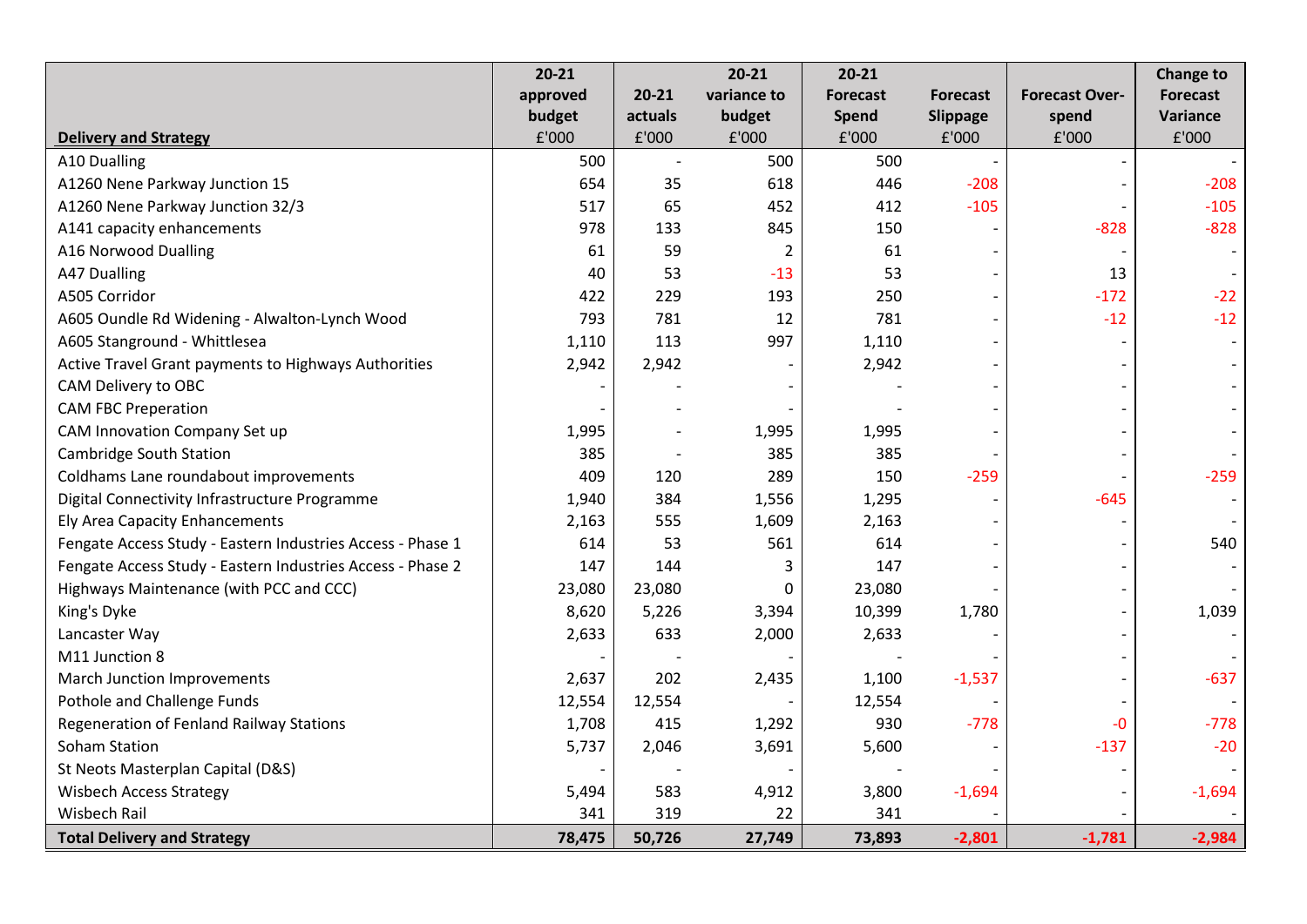| Delivery and Strategy | 20-21 approved budget £'000 | 20-21 actuals £'000 | 20-21 variance to budget £'000 | 20-21 Forecast Spend £'000 | Forecast Slippage £'000 | Forecast Over-spend £'000 | Change to Forecast Variance £'000 |
|---|---|---|---|---|---|---|---|
| A10 Dualling | 500 | - | 500 | 500 | - | - | - |
| A1260 Nene Parkway Junction 15 | 654 | 35 | 618 | 446 | -208 | - | -208 |
| A1260 Nene Parkway Junction 32/3 | 517 | 65 | 452 | 412 | -105 | - | -105 |
| A141 capacity enhancements | 978 | 133 | 845 | 150 | - | -828 | -828 |
| A16 Norwood Dualling | 61 | 59 | 2 | 61 | - | - | - |
| A47 Dualling | 40 | 53 | -13 | 53 | - | 13 | - |
| A505 Corridor | 422 | 229 | 193 | 250 | - | -172 | -22 |
| A605 Oundle Rd Widening - Alwalton-Lynch Wood | 793 | 781 | 12 | 781 | - | -12 | -12 |
| A605 Stanground - Whittlesea | 1,110 | 113 | 997 | 1,110 | - | - | - |
| Active Travel Grant payments to Highways Authorities | 2,942 | 2,942 | - | 2,942 | - | - | - |
| CAM Delivery to OBC | - | - | - | - | - | - | - |
| CAM FBC Preperation | - | - | - | - | - | - | - |
| CAM Innovation Company Set up | 1,995 | - | 1,995 | 1,995 | - | - | - |
| Cambridge South Station | 385 | - | 385 | 385 | - | - | - |
| Coldhams Lane roundabout improvements | 409 | 120 | 289 | 150 | -259 | - | -259 |
| Digital Connectivity Infrastructure Programme | 1,940 | 384 | 1,556 | 1,295 | - | -645 | - |
| Ely Area Capacity Enhancements | 2,163 | 555 | 1,609 | 2,163 | - | - | - |
| Fengate Access Study - Eastern Industries Access - Phase 1 | 614 | 53 | 561 | 614 | - | - | 540 |
| Fengate Access Study - Eastern Industries Access - Phase 2 | 147 | 144 | 3 | 147 | - | - | - |
| Highways Maintenance (with PCC and CCC) | 23,080 | 23,080 | 0 | 23,080 | - | - | - |
| King's Dyke | 8,620 | 5,226 | 3,394 | 10,399 | 1,780 | - | 1,039 |
| Lancaster Way | 2,633 | 633 | 2,000 | 2,633 | - | - | - |
| M11 Junction 8 | - | - | - | - | - | - | - |
| March Junction Improvements | 2,637 | 202 | 2,435 | 1,100 | -1,537 | - | -637 |
| Pothole and Challenge Funds | 12,554 | 12,554 | - | 12,554 | - | - | - |
| Regeneration of Fenland Railway Stations | 1,708 | 415 | 1,292 | 930 | -778 | -0 | -778 |
| Soham Station | 5,737 | 2,046 | 3,691 | 5,600 | - | -137 | -20 |
| St Neots Masterplan Capital (D&S) | - | - | - | - | - | - | - |
| Wisbech Access Strategy | 5,494 | 583 | 4,912 | 3,800 | -1,694 | - | -1,694 |
| Wisbech Rail | 341 | 319 | 22 | 341 | - | - | - |
| **Total Delivery and Strategy** | **78,475** | **50,726** | **27,749** | **73,893** | **-2,801** | **-1,781** | **-2,984** |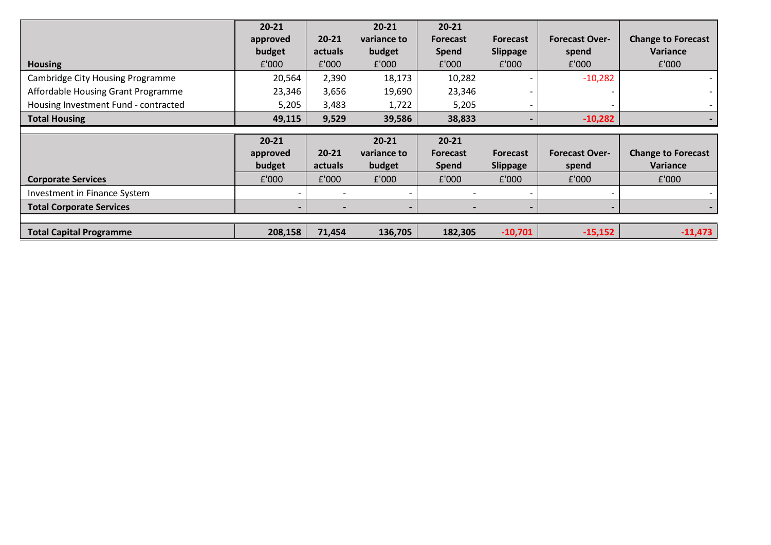| Housing | 20-21 approved budget £'000 | 20-21 actuals £'000 | 20-21 variance to budget £'000 | 20-21 Forecast Spend £'000 | Forecast Slippage £'000 | Forecast Over-spend £'000 | Change to Forecast Variance £'000 |
|---|---|---|---|---|---|---|---|
| Cambridge City Housing Programme | 20,564 | 2,390 | 18,173 | 10,282 | - | -10,282 | - |
| Affordable Housing Grant Programme | 23,346 | 3,656 | 19,690 | 23,346 | - | - | - |
| Housing Investment Fund - contracted | 5,205 | 3,483 | 1,722 | 5,205 | - | - | - |
| **Total Housing** | **49,115** | **9,529** | **39,586** | **38,833** | **-** | **-10,282** | **-** |

| Corporate Services | 20-21 approved budget £'000 | 20-21 actuals £'000 | 20-21 variance to budget £'000 | 20-21 Forecast Spend £'000 | Forecast Slippage £'000 | Forecast Over-spend £'000 | Change to Forecast Variance £'000 |
|---|---|---|---|---|---|---|---|
| Investment in Finance System | - | - | - | - | - | - | - |
| **Total Corporate Services** | **-** | **-** | **-** | **-** | **-** | **-** | **-** |
| | | | | | | | |
| **Total Capital Programme** | **208,158** | **71,454** | **136,705** | **182,305** | **-10,701** | **-15,152** | **-11,473** |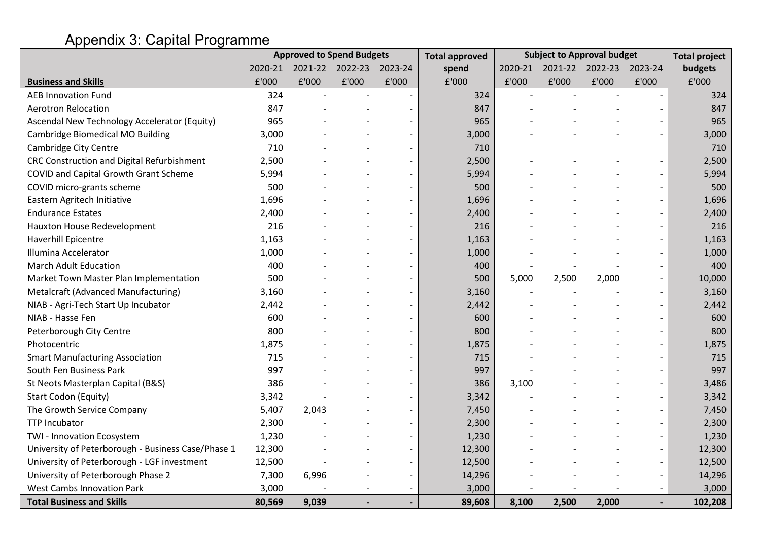# Appendix 3: Capital Programme

| Business and Skills | Approved to Spend Budgets | | | | Total approved spend | Subject to Approval budget | | | | Total project budgets |
|---|---|---|---|---|---|---|---|---|---|---|
| | 2020-21 | 2021-22 | 2022-23 | 2023-24 | | 2020-21 | 2021-22 | 2022-23 | 2023-24 | |
| | £'000 | £'000 | £'000 | £'000 | £'000 | £'000 | £'000 | £'000 | £'000 | £'000 |
| AEB Innovation Fund | 324 | - | - | - | 324 | - | - | - | - | 324 |
| Aerotron Relocation | 847 | - | - | - | 847 | - | - | - | - | 847 |
| Ascendal New Technology Accelerator (Equity) | 965 | - | - | - | 965 | - | - | - | - | 965 |
| Cambridge Biomedical MO Building | 3,000 | - | - | - | 3,000 | - | - | - | - | 3,000 |
| Cambridge City Centre | 710 | - | - | - | 710 | | | | | 710 |
| CRC Construction and Digital Refurbishment | 2,500 | - | - | - | 2,500 | - | - | - | - | 2,500 |
| COVID and Capital Growth Grant Scheme | 5,994 | - | - | - | 5,994 | - | - | - | - | 5,994 |
| COVID micro-grants scheme | 500 | - | - | - | 500 | - | - | - | - | 500 |
| Eastern Agritech Initiative | 1,696 | - | - | - | 1,696 | - | - | - | - | 1,696 |
| Endurance Estates | 2,400 | - | - | - | 2,400 | - | - | - | - | 2,400 |
| Hauxton House Redevelopment | 216 | - | - | - | 216 | - | - | - | - | 216 |
| Haverhill Epicentre | 1,163 | - | - | - | 1,163 | - | - | - | - | 1,163 |
| Illumina Accelerator | 1,000 | - | - | - | 1,000 | - | - | - | - | 1,000 |
| March Adult Education | 400 | - | - | - | 400 | - | - | - | - | 400 |
| Market Town Master Plan Implementation | 500 | - | - | - | 500 | 5,000 | 2,500 | 2,000 | - | 10,000 |
| Metalcraft (Advanced Manufacturing) | 3,160 | - | - | - | 3,160 | - | - | - | - | 3,160 |
| NIAB - Agri-Tech Start Up Incubator | 2,442 | - | - | - | 2,442 | - | - | - | - | 2,442 |
| NIAB - Hasse Fen | 600 | - | - | - | 600 | - | - | - | - | 600 |
| Peterborough City Centre | 800 | - | - | - | 800 | - | - | - | - | 800 |
| Photocentric | 1,875 | - | - | - | 1,875 | - | - | - | - | 1,875 |
| Smart Manufacturing Association | 715 | - | - | - | 715 | - | - | - | - | 715 |
| South Fen Business Park | 997 | - | - | - | 997 | - | - | - | - | 997 |
| St Neots Masterplan Capital (B&S) | 386 | - | - | - | 386 | 3,100 | - | - | - | 3,486 |
| Start Codon (Equity) | 3,342 | - | - | - | 3,342 | - | - | - | - | 3,342 |
| The Growth Service Company | 5,407 | 2,043 | - | - | 7,450 | - | - | - | - | 7,450 |
| TTP Incubator | 2,300 | - | - | - | 2,300 | - | - | - | - | 2,300 |
| TWI - Innovation Ecosystem | 1,230 | - | - | - | 1,230 | - | - | - | - | 1,230 |
| University of Peterborough - Business Case/Phase 1 | 12,300 | - | - | - | 12,300 | - | - | - | - | 12,300 |
| University of Peterborough - LGF investment | 12,500 | - | - | - | 12,500 | - | - | - | - | 12,500 |
| University of Peterborough Phase 2 | 7,300 | 6,996 | - | - | 14,296 | - | - | - | - | 14,296 |
| West Cambs Innovation Park | 3,000 | - | - | - | 3,000 | - | - | - | - | 3,000 |
| **Total Business and Skills** | **80,569** | **9,039** | **-** | **-** | **89,608** | **8,100** | **2,500** | **2,000** | **-** | **102,208** |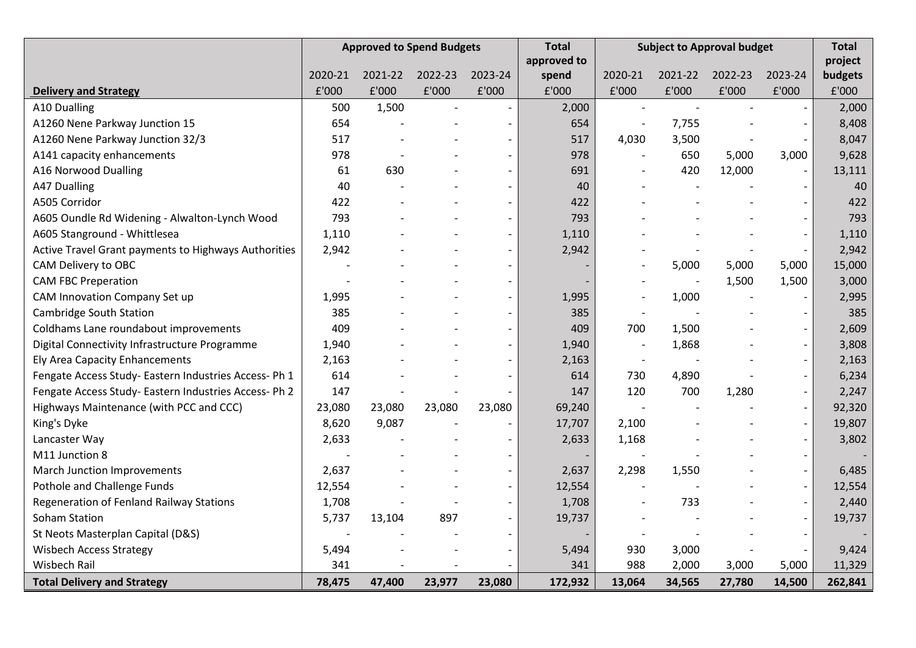| Delivery and Strategy | Approved to Spend Budgets | | | | Total approved to spend | Subject to Approval budget | | | | Total project budgets |
|---|---|---|---|---|---|---|---|---|---|---|
| | 2020-21 | 2021-22 | 2022-23 | 2023-24 | | 2020-21 | 2021-22 | 2022-23 | 2023-24 | |
| | £'000 | £'000 | £'000 | £'000 | £'000 | £'000 | £'000 | £'000 | £'000 | £'000 |
| A10 Dualling | 500 | 1,500 | - | - | 2,000 | - | - | - | - | 2,000 |
| A1260 Nene Parkway Junction 15 | 654 | - | - | - | 654 | - | 7,755 | - | - | 8,408 |
| A1260 Nene Parkway Junction 32/3 | 517 | - | - | - | 517 | 4,030 | 3,500 | - | - | 8,047 |
| A141 capacity enhancements | 978 | - | - | - | 978 | - | 650 | 5,000 | 3,000 | 9,628 |
| A16 Norwood Dualling | 61 | 630 | - | - | 691 | - | 420 | 12,000 | - | 13,111 |
| A47 Dualling | 40 | - | - | - | 40 | - | - | - | - | 40 |
| A505 Corridor | 422 | - | - | - | 422 | - | - | - | - | 422 |
| A605 Oundle Rd Widening - Alwalton-Lynch Wood | 793 | - | - | - | 793 | - | - | - | - | 793 |
| A605 Stanground - Whittlesea | 1,110 | - | - | - | 1,110 | - | - | - | - | 1,110 |
| Active Travel Grant payments to Highways Authorities | 2,942 | - | - | - | 2,942 | - | - | - | - | 2,942 |
| CAM Delivery to OBC | - | - | - | - | - | - | 5,000 | 5,000 | 5,000 | 15,000 |
| CAM FBC Preperation | - | - | - | - | - | - | - | 1,500 | 1,500 | 3,000 |
| CAM Innovation Company Set up | 1,995 | - | - | - | 1,995 | - | 1,000 | - | - | 2,995 |
| Cambridge South Station | 385 | - | - | - | 385 | - | - | - | - | 385 |
| Coldhams Lane roundabout improvements | 409 | - | - | - | 409 | 700 | 1,500 | - | - | 2,609 |
| Digital Connectivity Infrastructure Programme | 1,940 | - | - | - | 1,940 | - | 1,868 | - | - | 3,808 |
| Ely Area Capacity Enhancements | 2,163 | - | - | - | 2,163 | - | - | - | - | 2,163 |
| Fengate Access Study- Eastern Industries Access- Ph 1 | 614 | - | - | - | 614 | 730 | 4,890 | - | - | 6,234 |
| Fengate Access Study- Eastern Industries Access- Ph 2 | 147 | - | - | - | 147 | 120 | 700 | 1,280 | - | 2,247 |
| Highways Maintenance (with PCC and CCC) | 23,080 | 23,080 | 23,080 | 23,080 | 69,240 | - | - | - | - | 92,320 |
| King's Dyke | 8,620 | 9,087 | - | - | 17,707 | 2,100 | - | - | - | 19,807 |
| Lancaster Way | 2,633 | - | - | - | 2,633 | 1,168 | - | - | - | 3,802 |
| M11 Junction 8 | - | - | - | - | - | - | - | - | - | - |
| March Junction Improvements | 2,637 | - | - | - | 2,637 | 2,298 | 1,550 | - | - | 6,485 |
| Pothole and Challenge Funds | 12,554 | - | - | - | 12,554 | - | - | - | - | 12,554 |
| Regeneration of Fenland Railway Stations | 1,708 | - | - | - | 1,708 | - | 733 | - | - | 2,440 |
| Soham Station | 5,737 | 13,104 | 897 | - | 19,737 | - | - | - | - | 19,737 |
| St Neots Masterplan Capital (D&S) | - | - | - | - | - | - | - | - | - | - |
| Wisbech Access Strategy | 5,494 | - | - | - | 5,494 | 930 | 3,000 | - | - | 9,424 |
| Wisbech Rail | 341 | - | - | - | 341 | 988 | 2,000 | 3,000 | 5,000 | 11,329 |
| **Total Delivery and Strategy** | **78,475** | **47,400** | **23,977** | **23,080** | **172,932** | **13,064** | **34,565** | **27,780** | **14,500** | **262,841** |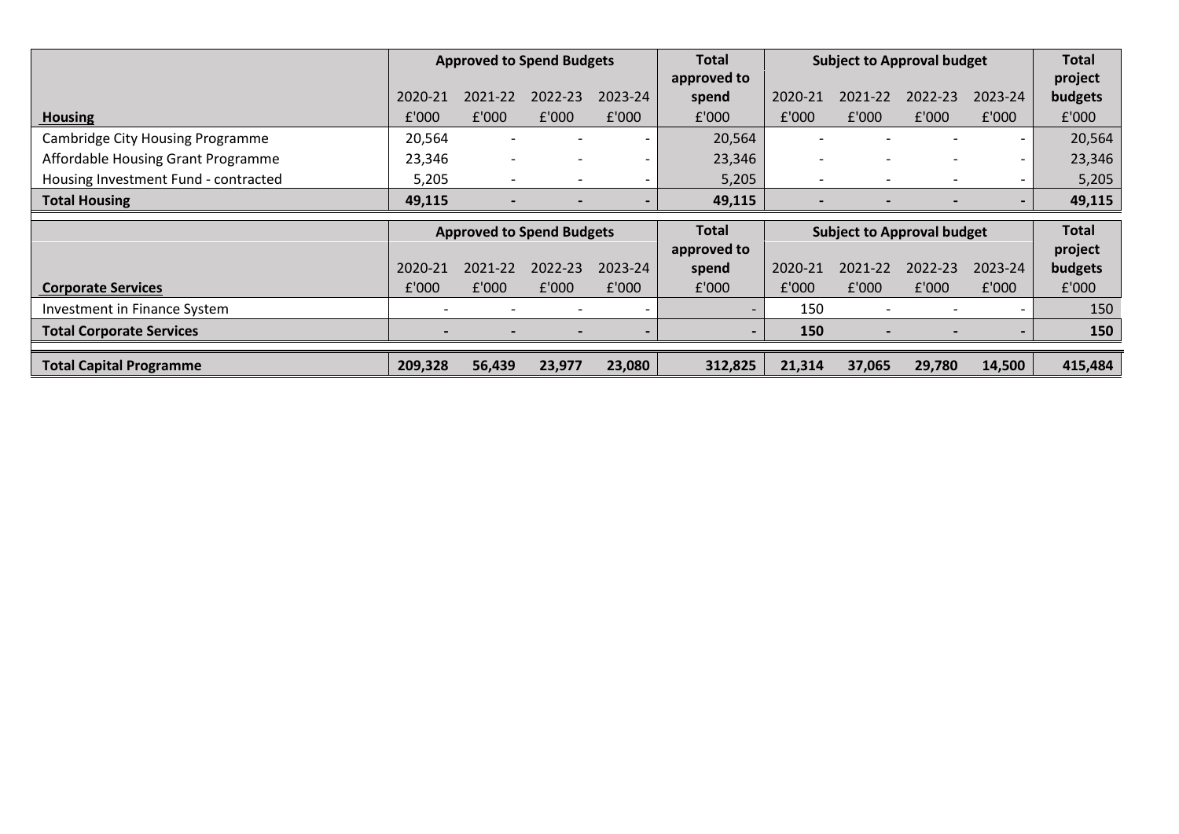| | Approved to Spend Budgets | | | | Total approved to spend | Subject to Approval budget | | | | Total project budgets |
|---|---|---|---|---|---|---|---|---|---|---|
| | 2020-21 | 2021-22 | 2022-23 | 2023-24 | | 2020-21 | 2021-22 | 2022-23 | 2023-24 | |
| **Housing** | £'000 | £'000 | £'000 | £'000 | £'000 | £'000 | £'000 | £'000 | £'000 | £'000 |
| Cambridge City Housing Programme | 20,564 | - | - | - | 20,564 | - | - | - | - | 20,564 |
| Affordable Housing Grant Programme | 23,346 | - | - | - | 23,346 | - | - | - | - | 23,346 |
| Housing Investment Fund - contracted | 5,205 | - | - | - | 5,205 | - | - | - | - | 5,205 |
| **Total Housing** | **49,115** | **-** | **-** | **-** | **49,115** | **-** | **-** | **-** | **-** | **49,115** |

| | Approved to Spend Budgets | | | | Total approved to spend | Subject to Approval budget | | | | Total project budgets |
|---|---|---|---|---|---|---|---|---|---|---|
| | 2020-21 | 2021-22 | 2022-23 | 2023-24 | | 2020-21 | 2021-22 | 2022-23 | 2023-24 | |
| **Corporate Services** | £'000 | £'000 | £'000 | £'000 | £'000 | £'000 | £'000 | £'000 | £'000 | £'000 |
| Investment in Finance System | - | - | - | - | - | 150 | - | - | - | 150 |
| **Total Corporate Services** | **-** | **-** | **-** | **-** | **-** | **150** | **-** | **-** | **-** | **150** |
| **Total Capital Programme** | **209,328** | **56,439** | **23,977** | **23,080** | **312,825** | **21,314** | **37,065** | **29,780** | **14,500** | **415,484** |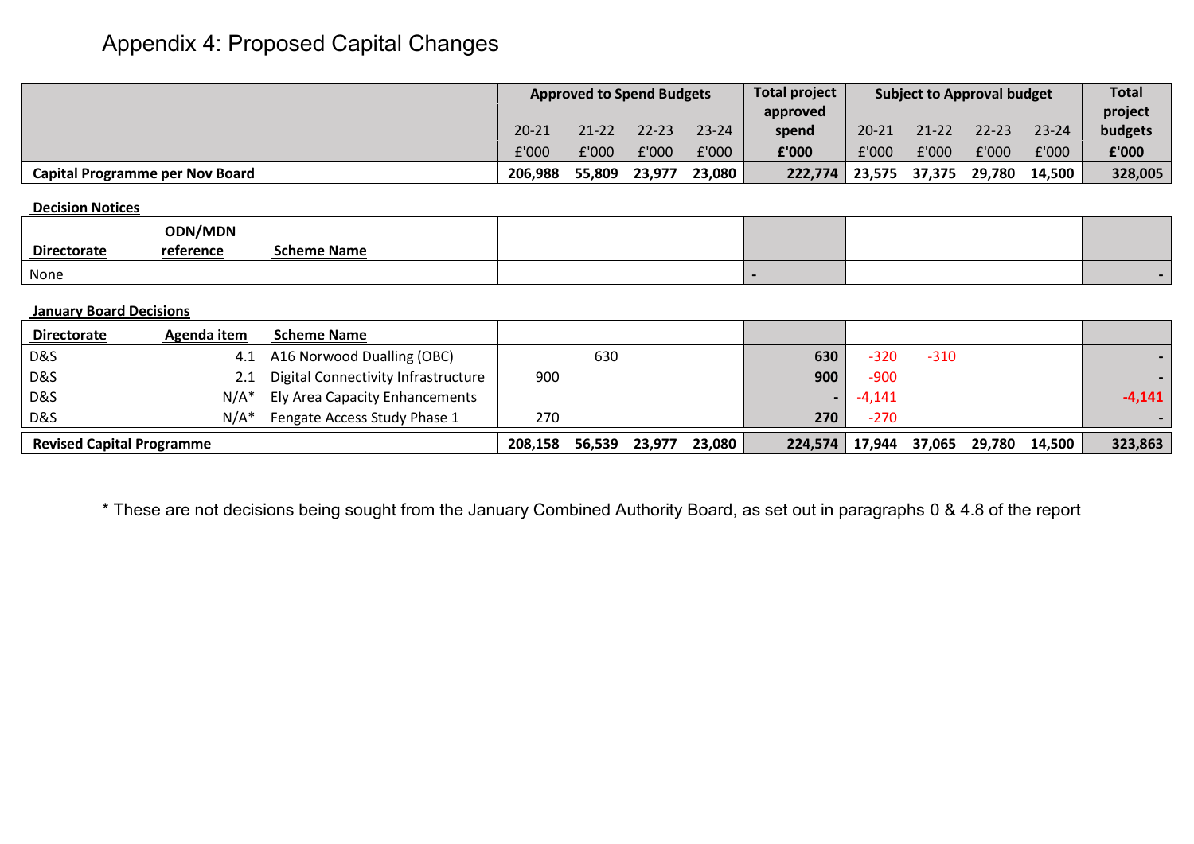# Appendix 4: Proposed Capital Changes

| | | | Approved to Spend Budgets | | | | Total project approved spend | Subject to Approval budget | | | | Total project budgets |
|---|---|---|---|---|---|---|---|---|---|---|---|---|
| | | | 20-21 | 21-22 | 22-23 | 23-24 | | 20-21 | 21-22 | 22-23 | 23-24 | |
| | | | £'000 | £'000 | £'000 | £'000 | £'000 | £'000 | £'000 | £'000 | £'000 | £'000 |
| **Capital Programme per Nov Board** | | | **206,988** | **55,809** | **23,977** | **23,080** | **222,774** | **23,575** | **37,375** | **29,780** | **14,500** | **328,005** |
| **Decision Notices** | | | | | | | | | | | | |
| **Directorate** | **ODN/MDN reference** | **Scheme Name** | | | | | | | | | | |
| None | | | | | | | - | | | | | - |
| **January Board Decisions** | | | | | | | | | | | | |
| **Directorate** | **Agenda item** | **Scheme Name** | | | | | | | | | | |
| D&S | 4.1 | A16 Norwood Dualling (OBC) | | 630 | | | 630 | -320 | -310 | | | - |
| D&S | 2.1 | Digital Connectivity Infrastructure | 900 | | | | 900 | -900 | | | | - |
| D&S | N/A* | Ely Area Capacity Enhancements | | | | | - | -4,141 | | | | -4,141 |
| D&S | N/A* | Fengate Access Study Phase 1 | 270 | | | | 270 | -270 | | | | - |
| **Revised Capital Programme** | | | **208,158** | **56,539** | **23,977** | **23,080** | **224,574** | **17,944** | **37,065** | **29,780** | **14,500** | **323,863** |

\* These are not decisions being sought from the January Combined Authority Board, as set out in paragraphs 0 & 4.8 of the report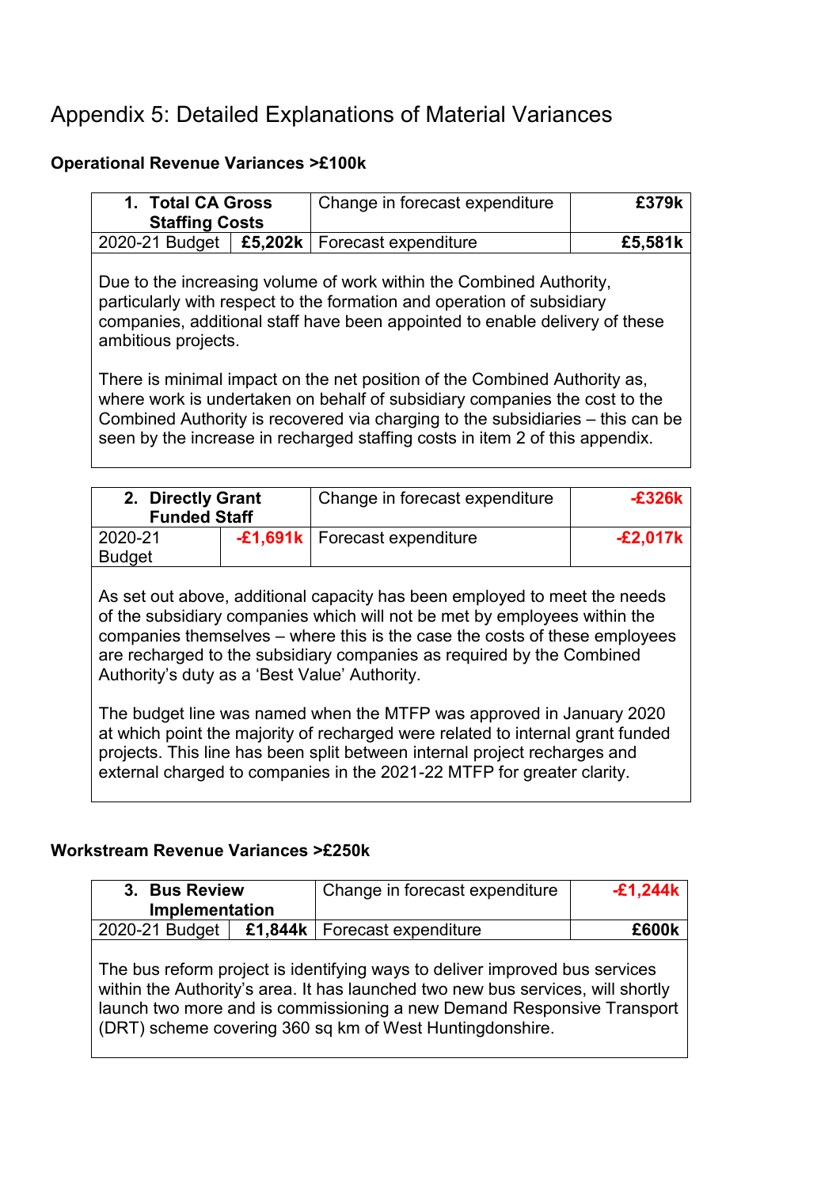# Appendix 5: Detailed Explanations of Material Variances

**Operational Revenue Variances >£100k**

| **1. Total CA Gross Staffing Costs** | | Change in forecast expenditure | **£379k** |
|---|---|---|---|
| 2020-21 Budget | **£5,202k** | Forecast expenditure | **£5,581k** |

Due to the increasing volume of work within the Combined Authority, particularly with respect to the formation and operation of subsidiary companies, additional staff have been appointed to enable delivery of these ambitious projects.

There is minimal impact on the net position of the Combined Authority as, where work is undertaken on behalf of subsidiary companies the cost to the Combined Authority is recovered via charging to the subsidiaries – this can be seen by the increase in recharged staffing costs in item 2 of this appendix.

| **2. Directly Grant Funded Staff** | | Change in forecast expenditure | **-£326k** |
|---|---|---|---|
| 2020-21 Budget | **-£1,691k** | Forecast expenditure | **-£2,017k** |

As set out above, additional capacity has been employed to meet the needs of the subsidiary companies which will not be met by employees within the companies themselves – where this is the case the costs of these employees are recharged to the subsidiary companies as required by the Combined Authority's duty as a 'Best Value' Authority.

The budget line was named when the MTFP was approved in January 2020 at which point the majority of recharged were related to internal grant funded projects. This line has been split between internal project recharges and external charged to companies in the 2021-22 MTFP for greater clarity.

**Workstream Revenue Variances >£250k**

| **3. Bus Review Implementation** | | Change in forecast expenditure | **-£1,244k** |
|---|---|---|---|
| 2020-21 Budget | **£1,844k** | Forecast expenditure | **£600k** |

The bus reform project is identifying ways to deliver improved bus services within the Authority's area. It has launched two new bus services, will shortly launch two more and is commissioning a new Demand Responsive Transport (DRT) scheme covering 360 sq km of West Huntingdonshire.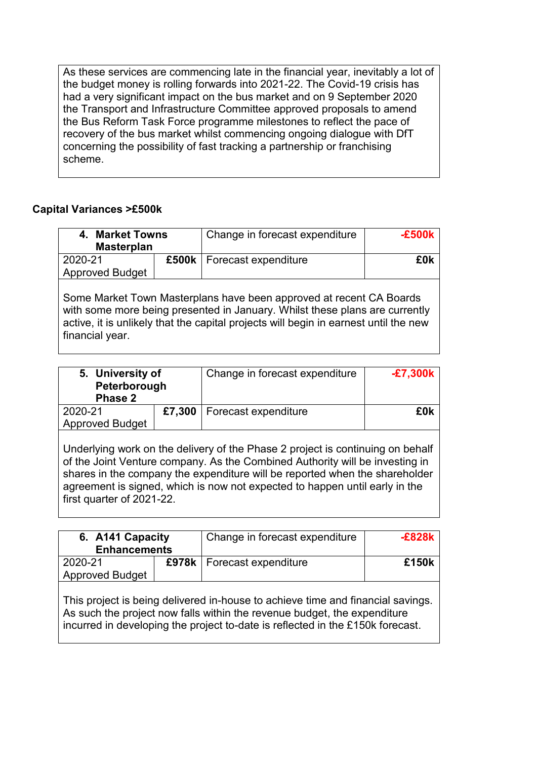As these services are commencing late in the financial year, inevitably a lot of the budget money is rolling forwards into 2021-22. The Covid-19 crisis has had a very significant impact on the bus market and on 9 September 2020 the Transport and Infrastructure Committee approved proposals to amend the Bus Reform Task Force programme milestones to reflect the pace of recovery of the bus market whilst commencing ongoing dialogue with DfT concerning the possibility of fast tracking a partnership or franchising scheme.

**Capital Variances >£500k**

| 4. **Market Towns Masterplan** | | Change in forecast expenditure | **-£500k** |
|---|---|---|---|
| 2020-21 Approved Budget | **£500k** | Forecast expenditure | **£0k** |

Some Market Town Masterplans have been approved at recent CA Boards with some more being presented in January. Whilst these plans are currently active, it is unlikely that the capital projects will begin in earnest until the new financial year.

| 5. **University of Peterborough Phase 2** | | Change in forecast expenditure | **-£7,300k** |
|---|---|---|---|
| 2020-21 Approved Budget | **£7,300** | Forecast expenditure | **£0k** |

Underlying work on the delivery of the Phase 2 project is continuing on behalf of the Joint Venture company. As the Combined Authority will be investing in shares in the company the expenditure will be reported when the shareholder agreement is signed, which is now not expected to happen until early in the first quarter of 2021-22.

| 6. **A141 Capacity Enhancements** | | Change in forecast expenditure | **-£828k** |
|---|---|---|---|
| 2020-21 Approved Budget | **£978k** | Forecast expenditure | **£150k** |

This project is being delivered in-house to achieve time and financial savings. As such the project now falls within the revenue budget, the expenditure incurred in developing the project to-date is reflected in the £150k forecast.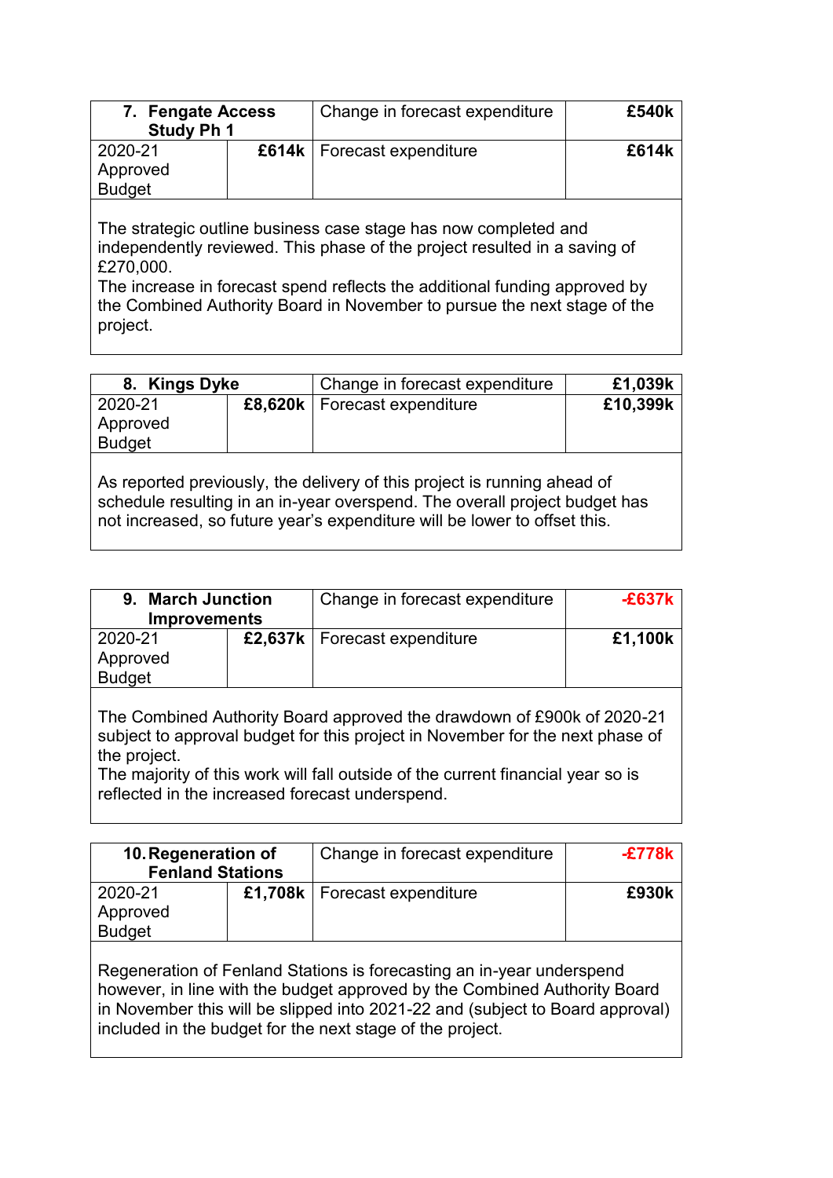| 7. Fengate Access Study Ph 1 | | Change in forecast expenditure | £540k |
|---|---|---|---|
| 2020-21 Approved Budget | £614k | Forecast expenditure | £614k |

The strategic outline business case stage has now completed and independently reviewed. This phase of the project resulted in a saving of £270,000.
The increase in forecast spend reflects the additional funding approved by the Combined Authority Board in November to pursue the next stage of the project.

| 8. Kings Dyke | | Change in forecast expenditure | £1,039k |
|---|---|---|---|
| 2020-21 Approved Budget | £8,620k | Forecast expenditure | £10,399k |

As reported previously, the delivery of this project is running ahead of schedule resulting in an in-year overspend. The overall project budget has not increased, so future year's expenditure will be lower to offset this.

| 9. March Junction Improvements | | Change in forecast expenditure | -£637k |
|---|---|---|---|
| 2020-21 Approved Budget | £2,637k | Forecast expenditure | £1,100k |

The Combined Authority Board approved the drawdown of £900k of 2020-21 subject to approval budget for this project in November for the next phase of the project.
The majority of this work will fall outside of the current financial year so is reflected in the increased forecast underspend.

| 10. Regeneration of Fenland Stations | | Change in forecast expenditure | -£778k |
|---|---|---|---|
| 2020-21 Approved Budget | £1,708k | Forecast expenditure | £930k |

Regeneration of Fenland Stations is forecasting an in-year underspend however, in line with the budget approved by the Combined Authority Board in November this will be slipped into 2021-22 and (subject to Board approval) included in the budget for the next stage of the project.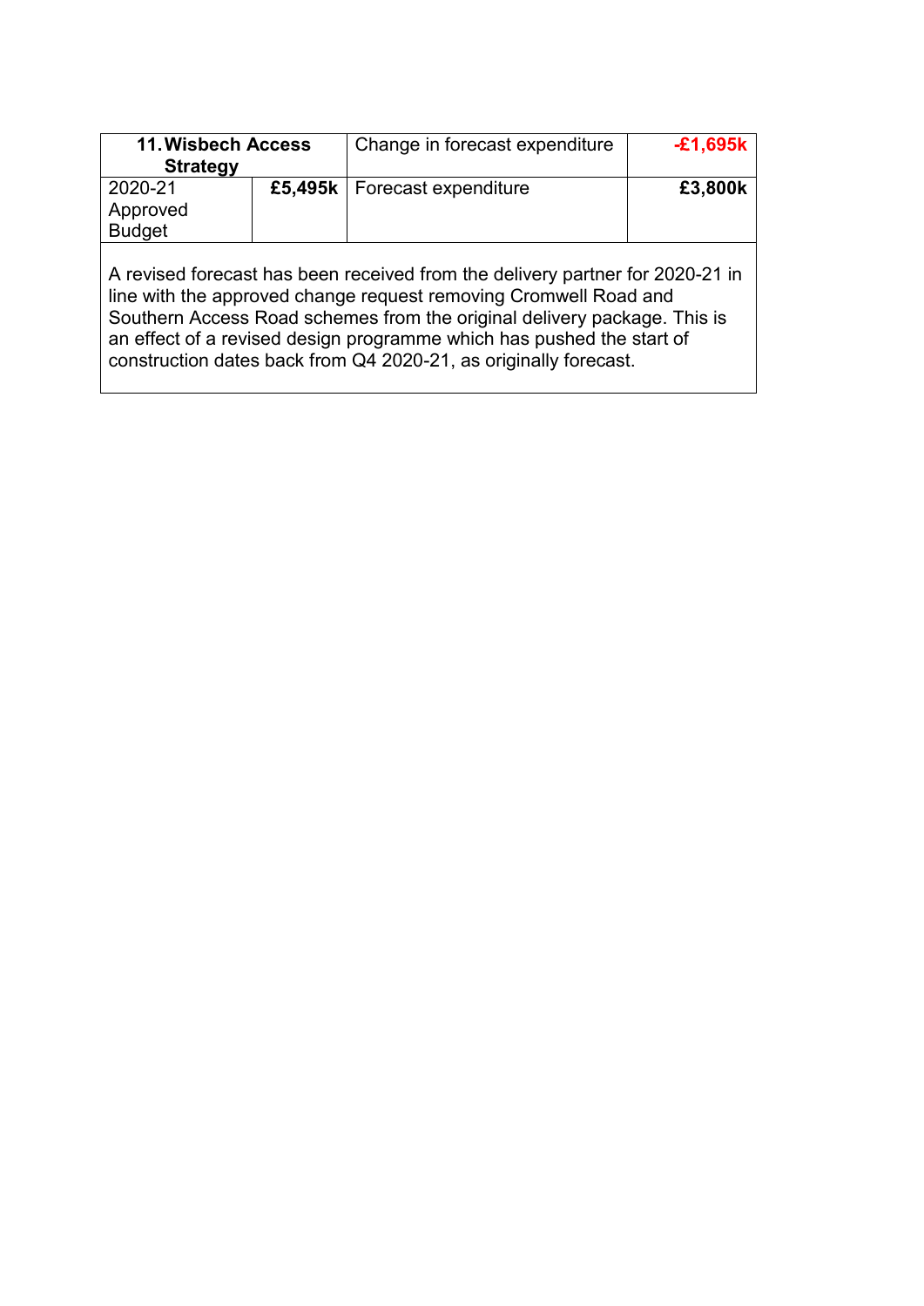| **11. Wisbech Access Strategy** | | Change in forecast expenditure | **-£1,695k** |
|---|---|---|---|
| 2020-21 Approved Budget | **£5,495k** | Forecast expenditure | **£3,800k** |

A revised forecast has been received from the delivery partner for 2020-21 in line with the approved change request removing Cromwell Road and Southern Access Road schemes from the original delivery package. This is an effect of a revised design programme which has pushed the start of construction dates back from Q4 2020-21, as originally forecast.